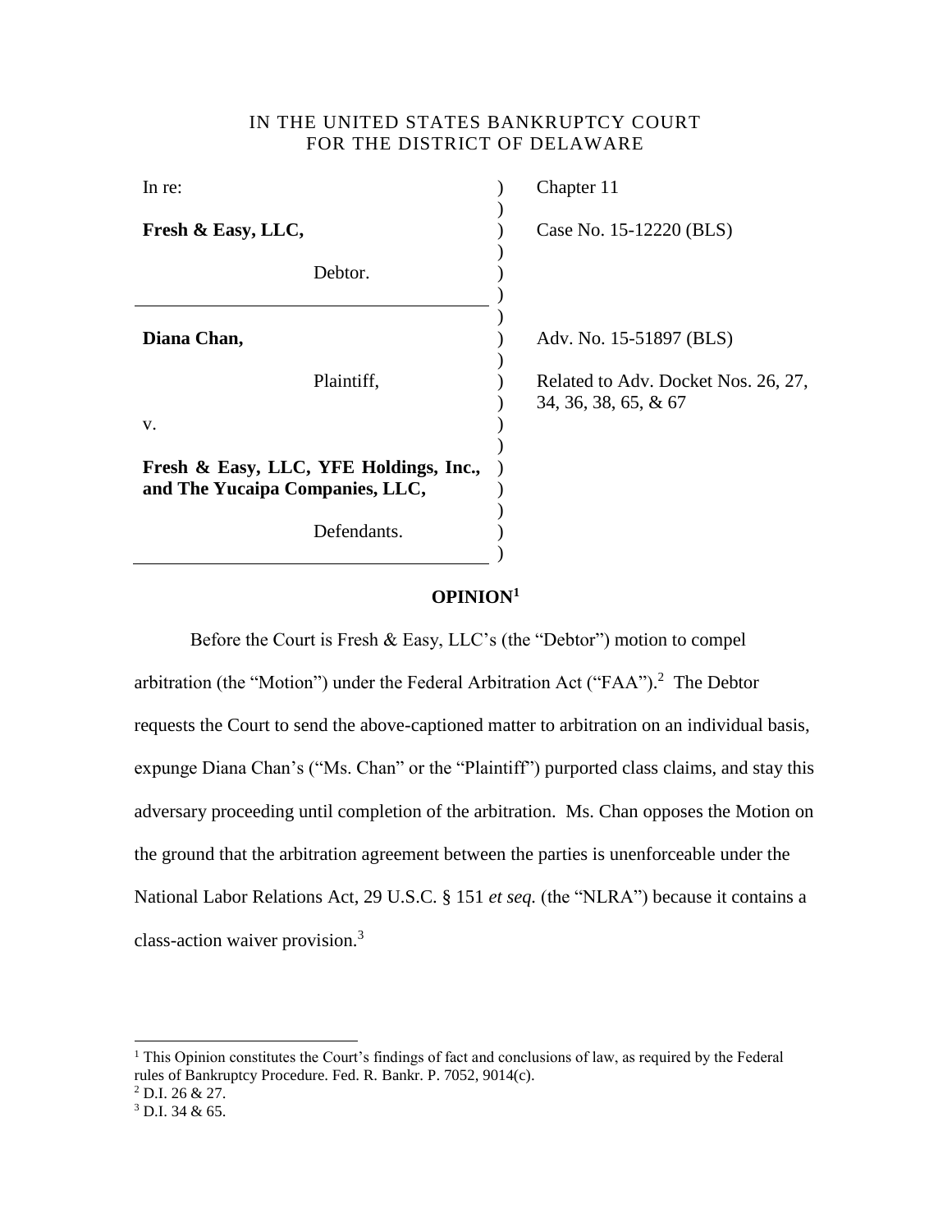IN THE UNITED STATES BANKRUPTCY COURT
FOR THE DISTRICT OF DELAWARE

| | | |
|---|---|---|
| In re: | ) | Chapter 11 |
| **Fresh & Easy, LLC,** | ) | Case No. 15-12220 (BLS) |
| Debtor. | ) | |
| **Diana Chan,** | ) | Adv. No. 15-51897 (BLS) |
| Plaintiff, | ) | Related to Adv. Docket Nos. 26, 27, 34, 36, 38, 65, & 67 |
| v. | ) | |
| **Fresh & Easy, LLC, YFE Holdings, Inc., and The Yucaipa Companies, LLC,** | ) | |
| Defendants. | ) | |

**OPINION[1]**

Before the Court is Fresh & Easy, LLC's (the "Debtor") motion to compel arbitration (the "Motion") under the Federal Arbitration Act ("FAA").[2] The Debtor requests the Court to send the above-captioned matter to arbitration on an individual basis, expunge Diana Chan's ("Ms. Chan" or the "Plaintiff") purported class claims, and stay this adversary proceeding until completion of the arbitration. Ms. Chan opposes the Motion on the ground that the arbitration agreement between the parties is unenforceable under the National Labor Relations Act, 29 U.S.C. § 151 *et seq.* (the "NLRA") because it contains a class-action waiver provision.[3]

---

[1] This Opinion constitutes the Court's findings of fact and conclusions of law, as required by the Federal rules of Bankruptcy Procedure. Fed. R. Bankr. P. 7052, 9014(c).

[2] D.I. 26 & 27.

[3] D.I. 34 & 65.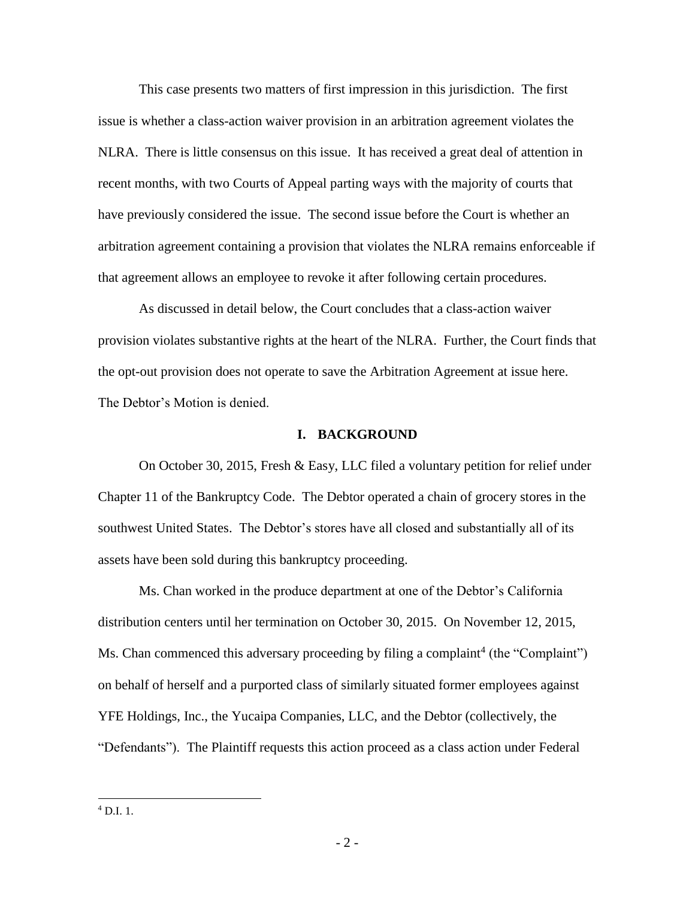This case presents two matters of first impression in this jurisdiction. The first issue is whether a class-action waiver provision in an arbitration agreement violates the NLRA. There is little consensus on this issue. It has received a great deal of attention in recent months, with two Courts of Appeal parting ways with the majority of courts that have previously considered the issue. The second issue before the Court is whether an arbitration agreement containing a provision that violates the NLRA remains enforceable if that agreement allows an employee to revoke it after following certain procedures.

As discussed in detail below, the Court concludes that a class-action waiver provision violates substantive rights at the heart of the NLRA. Further, the Court finds that the opt-out provision does not operate to save the Arbitration Agreement at issue here. The Debtor's Motion is denied.

## I. BACKGROUND

On October 30, 2015, Fresh & Easy, LLC filed a voluntary petition for relief under Chapter 11 of the Bankruptcy Code. The Debtor operated a chain of grocery stores in the southwest United States. The Debtor's stores have all closed and substantially all of its assets have been sold during this bankruptcy proceeding.

Ms. Chan worked in the produce department at one of the Debtor's California distribution centers until her termination on October 30, 2015. On November 12, 2015, Ms. Chan commenced this adversary proceeding by filing a complaint[4] (the "Complaint") on behalf of herself and a purported class of similarly situated former employees against YFE Holdings, Inc., the Yucaipa Companies, LLC, and the Debtor (collectively, the "Defendants"). The Plaintiff requests this action proceed as a class action under Federal

[4] D.I. 1.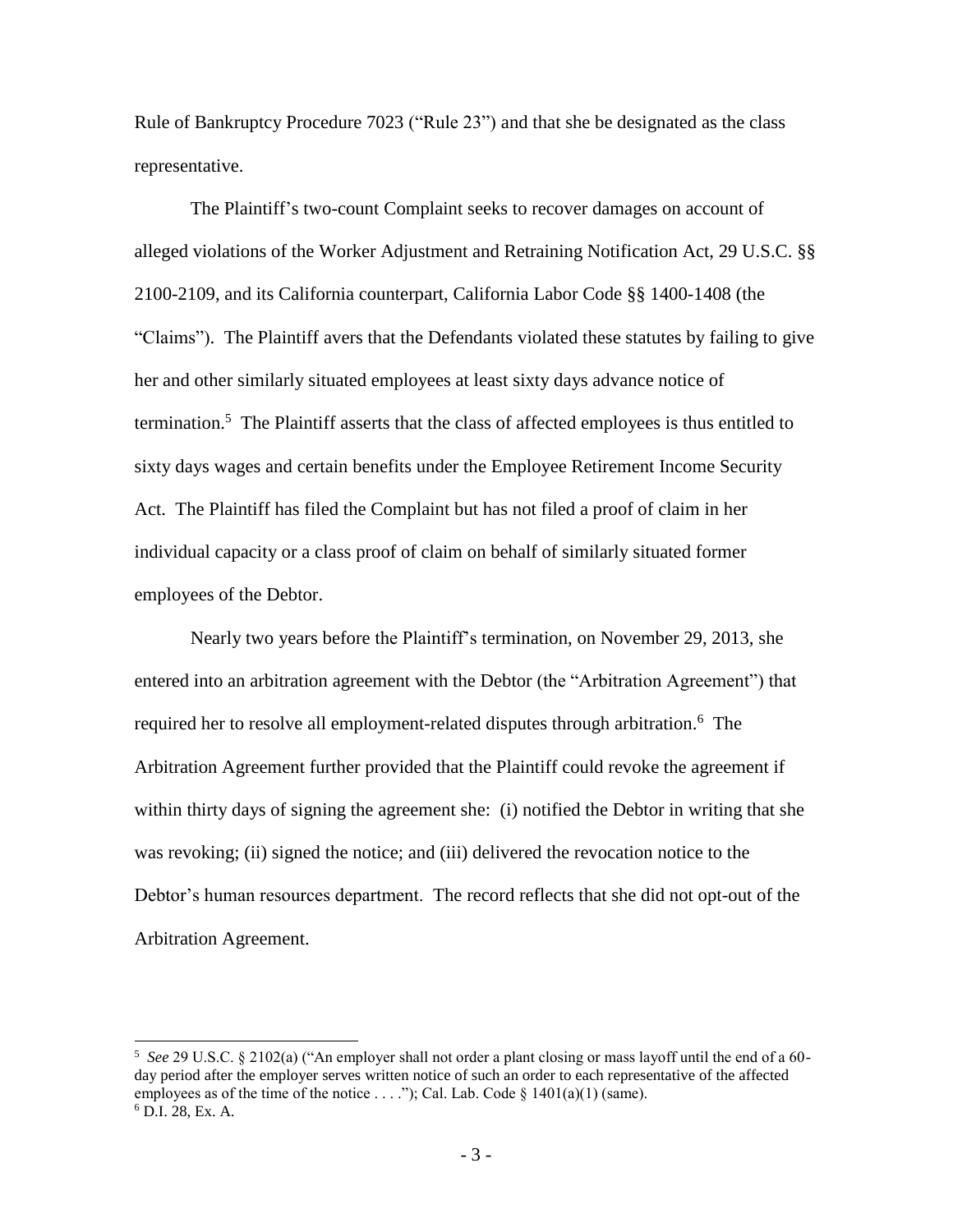Rule of Bankruptcy Procedure 7023 ("Rule 23") and that she be designated as the class representative.

The Plaintiff's two-count Complaint seeks to recover damages on account of alleged violations of the Worker Adjustment and Retraining Notification Act, 29 U.S.C. §§ 2100-2109, and its California counterpart, California Labor Code §§ 1400-1408 (the "Claims"). The Plaintiff avers that the Defendants violated these statutes by failing to give her and other similarly situated employees at least sixty days advance notice of termination.[5] The Plaintiff asserts that the class of affected employees is thus entitled to sixty days wages and certain benefits under the Employee Retirement Income Security Act. The Plaintiff has filed the Complaint but has not filed a proof of claim in her individual capacity or a class proof of claim on behalf of similarly situated former employees of the Debtor.

Nearly two years before the Plaintiff's termination, on November 29, 2013, she entered into an arbitration agreement with the Debtor (the "Arbitration Agreement") that required her to resolve all employment-related disputes through arbitration.[6] The Arbitration Agreement further provided that the Plaintiff could revoke the agreement if within thirty days of signing the agreement she: (i) notified the Debtor in writing that she was revoking; (ii) signed the notice; and (iii) delivered the revocation notice to the Debtor's human resources department. The record reflects that she did not opt-out of the Arbitration Agreement.

---

[5] *See* 29 U.S.C. § 2102(a) ("An employer shall not order a plant closing or mass layoff until the end of a 60-day period after the employer serves written notice of such an order to each representative of the affected employees as of the time of the notice . . . ."); Cal. Lab. Code § 1401(a)(1) (same).

[6] D.I. 28, Ex. A.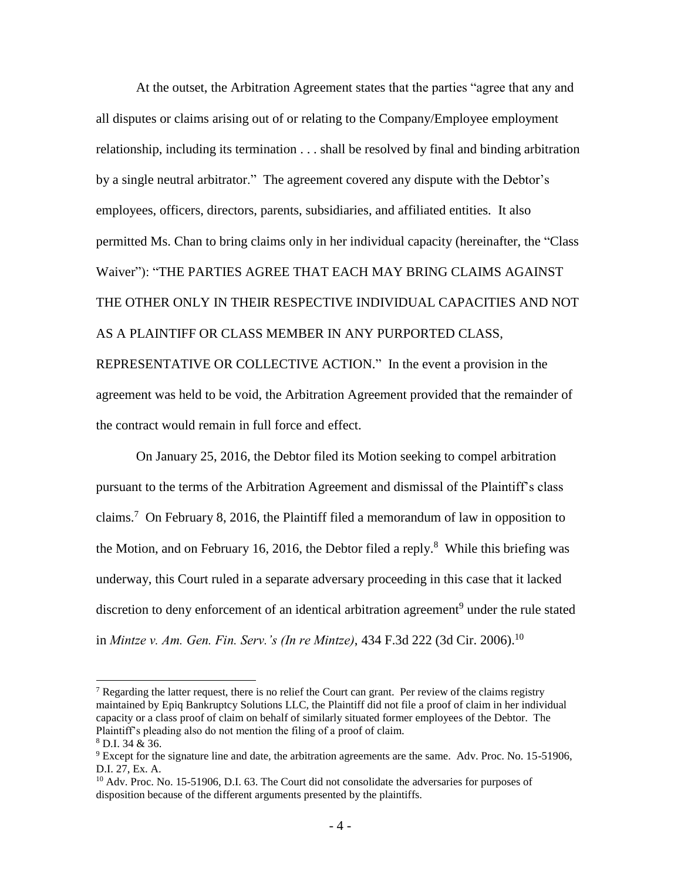At the outset, the Arbitration Agreement states that the parties "agree that any and all disputes or claims arising out of or relating to the Company/Employee employment relationship, including its termination . . . shall be resolved by final and binding arbitration by a single neutral arbitrator." The agreement covered any dispute with the Debtor's employees, officers, directors, parents, subsidiaries, and affiliated entities. It also permitted Ms. Chan to bring claims only in her individual capacity (hereinafter, the "Class Waiver"): "THE PARTIES AGREE THAT EACH MAY BRING CLAIMS AGAINST THE OTHER ONLY IN THEIR RESPECTIVE INDIVIDUAL CAPACITIES AND NOT AS A PLAINTIFF OR CLASS MEMBER IN ANY PURPORTED CLASS, REPRESENTATIVE OR COLLECTIVE ACTION." In the event a provision in the agreement was held to be void, the Arbitration Agreement provided that the remainder of the contract would remain in full force and effect.

On January 25, 2016, the Debtor filed its Motion seeking to compel arbitration pursuant to the terms of the Arbitration Agreement and dismissal of the Plaintiff's class claims.[7] On February 8, 2016, the Plaintiff filed a memorandum of law in opposition to the Motion, and on February 16, 2016, the Debtor filed a reply.[8] While this briefing was underway, this Court ruled in a separate adversary proceeding in this case that it lacked discretion to deny enforcement of an identical arbitration agreement[9] under the rule stated in *Mintze v. Am. Gen. Fin. Serv.'s (In re Mintze)*, 434 F.3d 222 (3d Cir. 2006).[10]

---

[7] Regarding the latter request, there is no relief the Court can grant. Per review of the claims registry maintained by Epiq Bankruptcy Solutions LLC, the Plaintiff did not file a proof of claim in her individual capacity or a class proof of claim on behalf of similarly situated former employees of the Debtor. The Plaintiff's pleading also do not mention the filing of a proof of claim.

[8] D.I. 34 & 36.

[9] Except for the signature line and date, the arbitration agreements are the same. Adv. Proc. No. 15-51906, D.I. 27, Ex. A.

[10] Adv. Proc. No. 15-51906, D.I. 63. The Court did not consolidate the adversaries for purposes of disposition because of the different arguments presented by the plaintiffs.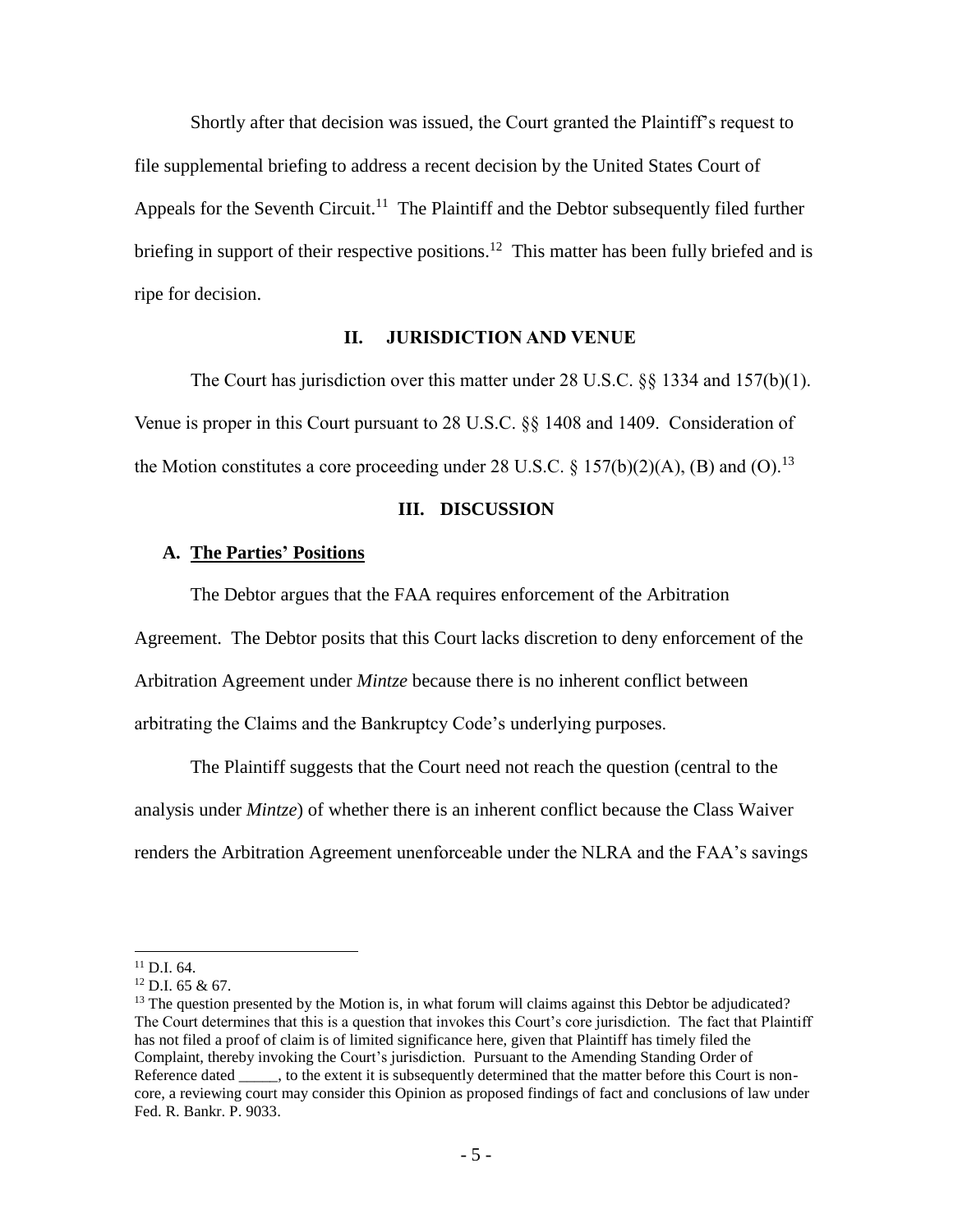Shortly after that decision was issued, the Court granted the Plaintiff's request to file supplemental briefing to address a recent decision by the United States Court of Appeals for the Seventh Circuit.[11] The Plaintiff and the Debtor subsequently filed further briefing in support of their respective positions.[12] This matter has been fully briefed and is ripe for decision.

## II. JURISDICTION AND VENUE

The Court has jurisdiction over this matter under 28 U.S.C. §§ 1334 and 157(b)(1). Venue is proper in this Court pursuant to 28 U.S.C. §§ 1408 and 1409. Consideration of the Motion constitutes a core proceeding under 28 U.S.C. § 157(b)(2)(A), (B) and (O).[13]

## III. DISCUSSION

### A. The Parties' Positions

The Debtor argues that the FAA requires enforcement of the Arbitration Agreement. The Debtor posits that this Court lacks discretion to deny enforcement of the Arbitration Agreement under *Mintze* because there is no inherent conflict between arbitrating the Claims and the Bankruptcy Code's underlying purposes.

The Plaintiff suggests that the Court need not reach the question (central to the analysis under *Mintze*) of whether there is an inherent conflict because the Class Waiver renders the Arbitration Agreement unenforceable under the NLRA and the FAA's savings

---

[11] D.I. 64.

[12] D.I. 65 & 67.

[13] The question presented by the Motion is, in what forum will claims against this Debtor be adjudicated? The Court determines that this is a question that invokes this Court's core jurisdiction. The fact that Plaintiff has not filed a proof of claim is of limited significance here, given that Plaintiff has timely filed the Complaint, thereby invoking the Court's jurisdiction. Pursuant to the Amending Standing Order of Reference dated _____, to the extent it is subsequently determined that the matter before this Court is non-core, a reviewing court may consider this Opinion as proposed findings of fact and conclusions of law under Fed. R. Bankr. P. 9033.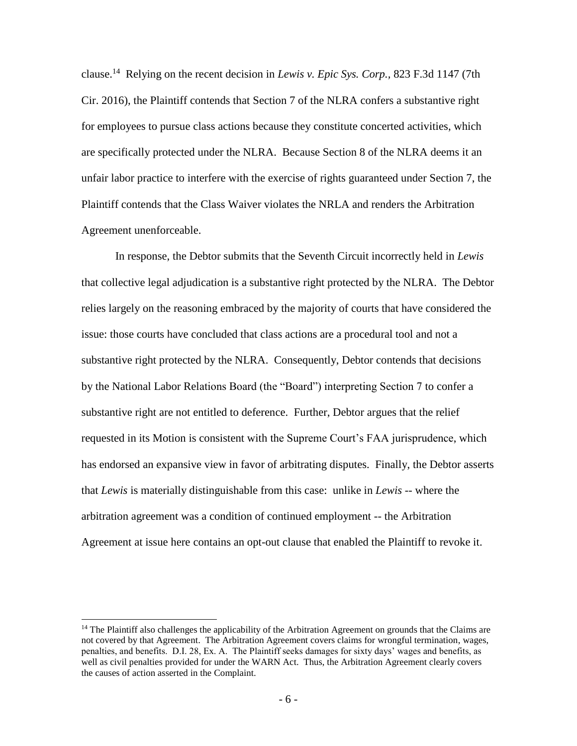clause.[14] Relying on the recent decision in *Lewis v. Epic Sys. Corp.*, 823 F.3d 1147 (7th Cir. 2016), the Plaintiff contends that Section 7 of the NLRA confers a substantive right for employees to pursue class actions because they constitute concerted activities, which are specifically protected under the NLRA. Because Section 8 of the NLRA deems it an unfair labor practice to interfere with the exercise of rights guaranteed under Section 7, the Plaintiff contends that the Class Waiver violates the NRLA and renders the Arbitration Agreement unenforceable.

In response, the Debtor submits that the Seventh Circuit incorrectly held in *Lewis* that collective legal adjudication is a substantive right protected by the NLRA. The Debtor relies largely on the reasoning embraced by the majority of courts that have considered the issue: those courts have concluded that class actions are a procedural tool and not a substantive right protected by the NLRA. Consequently, Debtor contends that decisions by the National Labor Relations Board (the "Board") interpreting Section 7 to confer a substantive right are not entitled to deference. Further, Debtor argues that the relief requested in its Motion is consistent with the Supreme Court's FAA jurisprudence, which has endorsed an expansive view in favor of arbitrating disputes. Finally, the Debtor asserts that *Lewis* is materially distinguishable from this case: unlike in *Lewis* -- where the arbitration agreement was a condition of continued employment -- the Arbitration Agreement at issue here contains an opt-out clause that enabled the Plaintiff to revoke it.

---

[14] The Plaintiff also challenges the applicability of the Arbitration Agreement on grounds that the Claims are not covered by that Agreement. The Arbitration Agreement covers claims for wrongful termination, wages, penalties, and benefits. D.I. 28, Ex. A. The Plaintiff seeks damages for sixty days' wages and benefits, as well as civil penalties provided for under the WARN Act. Thus, the Arbitration Agreement clearly covers the causes of action asserted in the Complaint.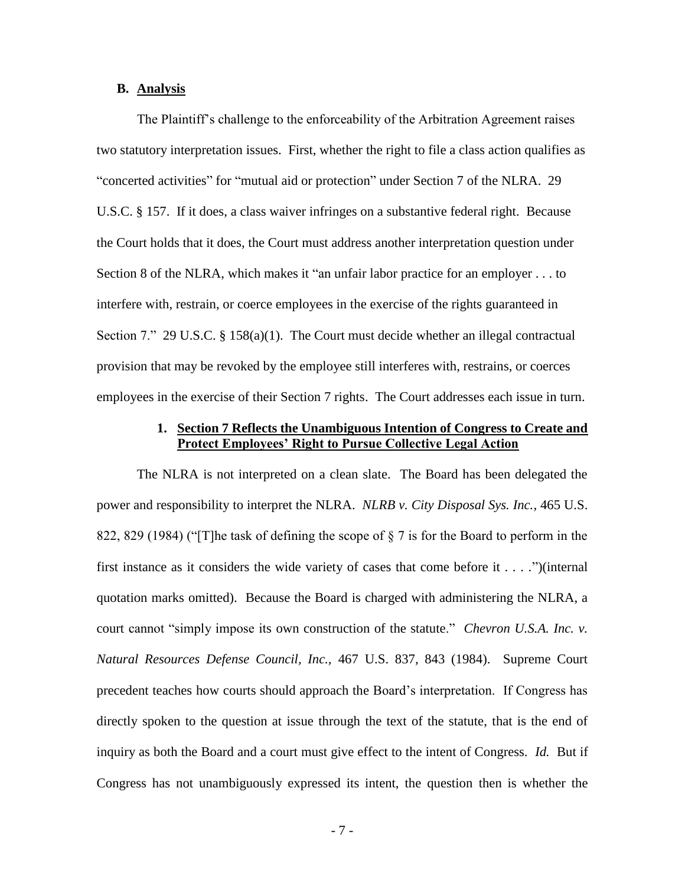### B. Analysis

The Plaintiff's challenge to the enforceability of the Arbitration Agreement raises two statutory interpretation issues. First, whether the right to file a class action qualifies as "concerted activities" for "mutual aid or protection" under Section 7 of the NLRA. 29 U.S.C. § 157. If it does, a class waiver infringes on a substantive federal right. Because the Court holds that it does, the Court must address another interpretation question under Section 8 of the NLRA, which makes it "an unfair labor practice for an employer . . . to interfere with, restrain, or coerce employees in the exercise of the rights guaranteed in Section 7." 29 U.S.C. § 158(a)(1). The Court must decide whether an illegal contractual provision that may be revoked by the employee still interferes with, restrains, or coerces employees in the exercise of their Section 7 rights. The Court addresses each issue in turn.

#### 1. Section 7 Reflects the Unambiguous Intention of Congress to Create and Protect Employees' Right to Pursue Collective Legal Action

The NLRA is not interpreted on a clean slate. The Board has been delegated the power and responsibility to interpret the NLRA. *NLRB v. City Disposal Sys. Inc.*, 465 U.S. 822, 829 (1984) ("[T]he task of defining the scope of § 7 is for the Board to perform in the first instance as it considers the wide variety of cases that come before it . . . .")(internal quotation marks omitted). Because the Board is charged with administering the NLRA, a court cannot "simply impose its own construction of the statute." *Chevron U.S.A. Inc. v. Natural Resources Defense Council, Inc.*, 467 U.S. 837, 843 (1984). Supreme Court precedent teaches how courts should approach the Board's interpretation. If Congress has directly spoken to the question at issue through the text of the statute, that is the end of inquiry as both the Board and a court must give effect to the intent of Congress. *Id.* But if Congress has not unambiguously expressed its intent, the question then is whether the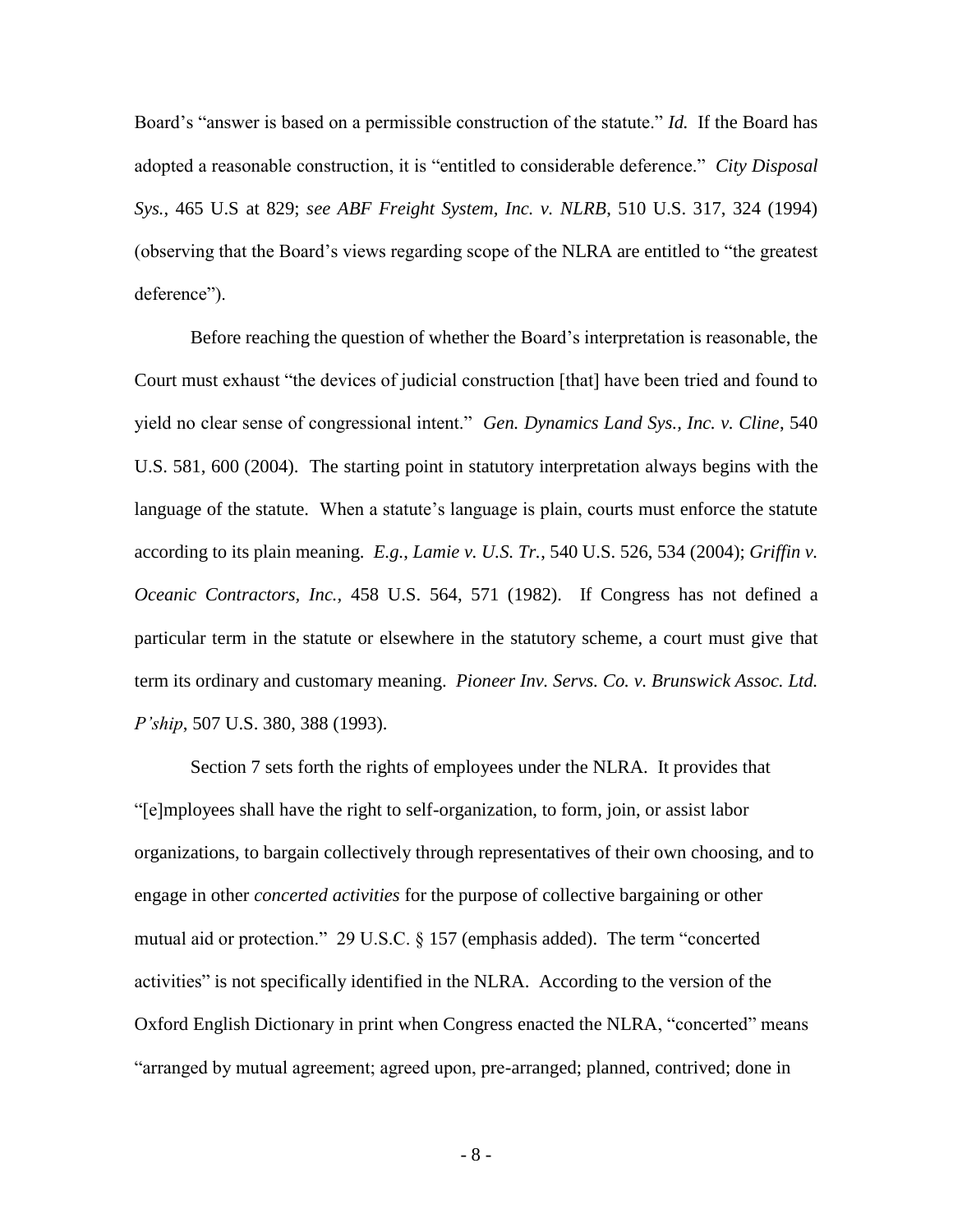Board's "answer is based on a permissible construction of the statute." *Id.* If the Board has adopted a reasonable construction, it is "entitled to considerable deference." *City Disposal Sys.*, 465 U.S at 829; *see ABF Freight System, Inc. v. NLRB*, 510 U.S. 317, 324 (1994) (observing that the Board's views regarding scope of the NLRA are entitled to "the greatest deference").

Before reaching the question of whether the Board's interpretation is reasonable, the Court must exhaust "the devices of judicial construction [that] have been tried and found to yield no clear sense of congressional intent." *Gen. Dynamics Land Sys., Inc. v. Cline*, 540 U.S. 581, 600 (2004). The starting point in statutory interpretation always begins with the language of the statute. When a statute's language is plain, courts must enforce the statute according to its plain meaning. *E.g.*, *Lamie v. U.S. Tr.*, 540 U.S. 526, 534 (2004); *Griffin v. Oceanic Contractors, Inc.,* 458 U.S. 564, 571 (1982). If Congress has not defined a particular term in the statute or elsewhere in the statutory scheme, a court must give that term its ordinary and customary meaning. *Pioneer Inv. Servs. Co. v. Brunswick Assoc. Ltd. P'ship*, 507 U.S. 380, 388 (1993).

Section 7 sets forth the rights of employees under the NLRA. It provides that "[e]mployees shall have the right to self-organization, to form, join, or assist labor organizations, to bargain collectively through representatives of their own choosing, and to engage in other *concerted activities* for the purpose of collective bargaining or other mutual aid or protection." 29 U.S.C. § 157 (emphasis added). The term "concerted activities" is not specifically identified in the NLRA. According to the version of the Oxford English Dictionary in print when Congress enacted the NLRA, "concerted" means "arranged by mutual agreement; agreed upon, pre-arranged; planned, contrived; done in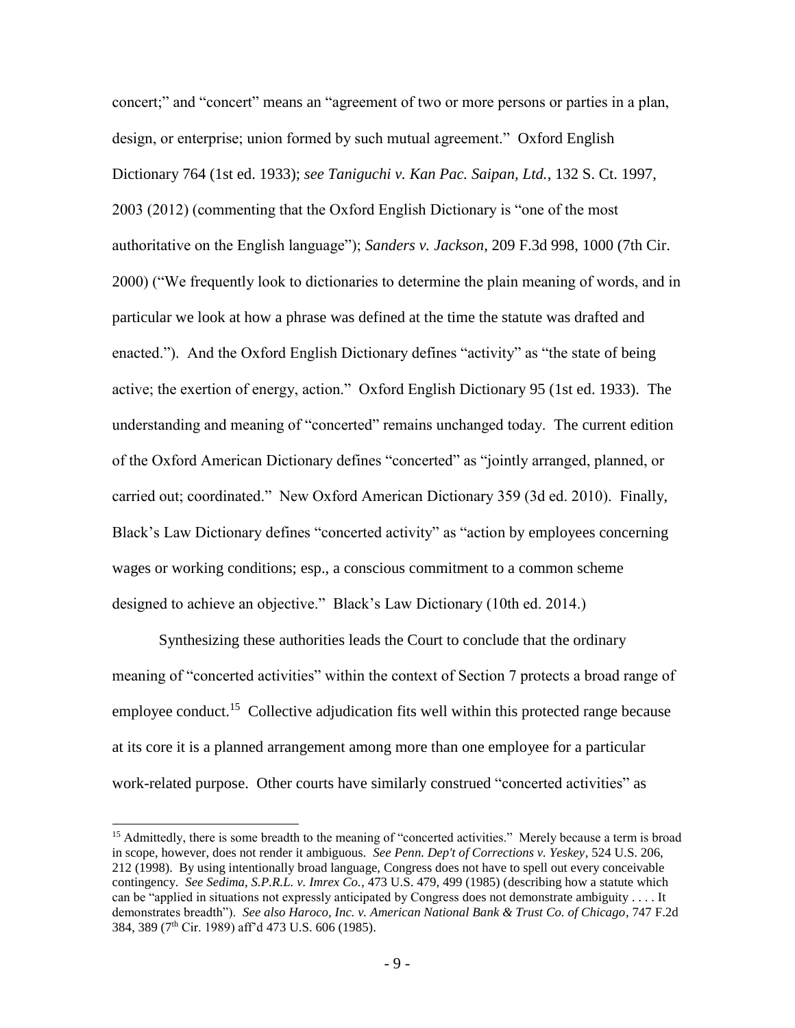concert;" and "concert" means an "agreement of two or more persons or parties in a plan, design, or enterprise; union formed by such mutual agreement." Oxford English Dictionary 764 (1st ed. 1933); *see Taniguchi v. Kan Pac. Saipan, Ltd.*, 132 S. Ct. 1997, 2003 (2012) (commenting that the Oxford English Dictionary is "one of the most authoritative on the English language"); *Sanders v. Jackson*, 209 F.3d 998, 1000 (7th Cir. 2000) ("We frequently look to dictionaries to determine the plain meaning of words, and in particular we look at how a phrase was defined at the time the statute was drafted and enacted."). And the Oxford English Dictionary defines "activity" as "the state of being active; the exertion of energy, action." Oxford English Dictionary 95 (1st ed. 1933). The understanding and meaning of "concerted" remains unchanged today. The current edition of the Oxford American Dictionary defines "concerted" as "jointly arranged, planned, or carried out; coordinated." New Oxford American Dictionary 359 (3d ed. 2010). Finally, Black's Law Dictionary defines "concerted activity" as "action by employees concerning wages or working conditions; esp., a conscious commitment to a common scheme designed to achieve an objective." Black's Law Dictionary (10th ed. 2014.)

Synthesizing these authorities leads the Court to conclude that the ordinary meaning of "concerted activities" within the context of Section 7 protects a broad range of employee conduct.[15] Collective adjudication fits well within this protected range because at its core it is a planned arrangement among more than one employee for a particular work-related purpose. Other courts have similarly construed "concerted activities" as

[15] Admittedly, there is some breadth to the meaning of "concerted activities." Merely because a term is broad in scope, however, does not render it ambiguous. *See Penn. Dep't of Corrections v. Yeskey*, 524 U.S. 206, 212 (1998). By using intentionally broad language, Congress does not have to spell out every conceivable contingency. *See Sedima, S.P.R.L. v. Imrex Co.*, 473 U.S. 479, 499 (1985) (describing how a statute which can be "applied in situations not expressly anticipated by Congress does not demonstrate ambiguity . . . . It demonstrates breadth"). *See also Haroco, Inc. v. American National Bank & Trust Co. of Chicago*, 747 F.2d 384, 389 (7th Cir. 1989) aff'd 473 U.S. 606 (1985).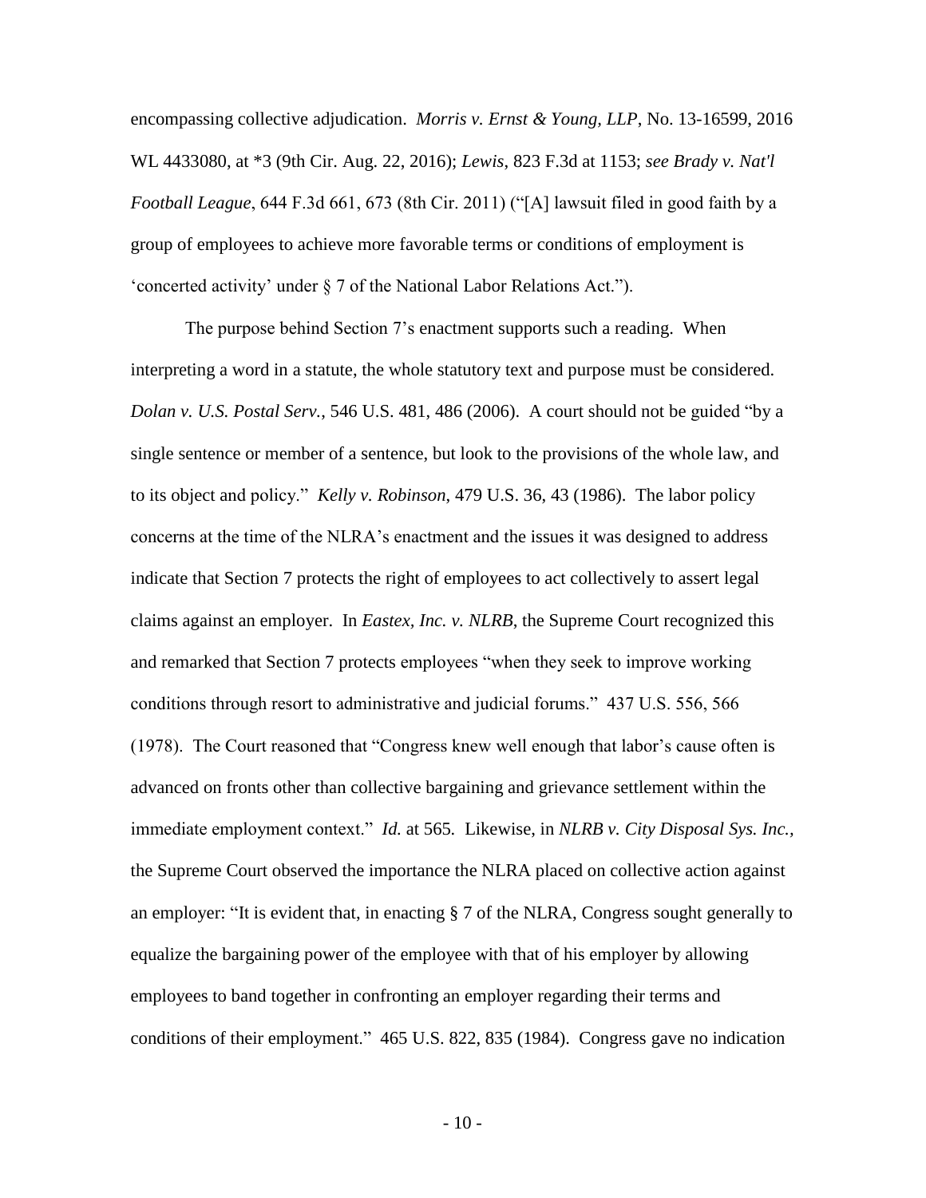encompassing collective adjudication. *Morris v. Ernst & Young, LLP*, No. 13-16599, 2016 WL 4433080, at *3 (9th Cir. Aug. 22, 2016); *Lewis*, 823 F.3d at 1153; *see Brady v. Nat'l Football League*, 644 F.3d 661, 673 (8th Cir. 2011) ("[A] lawsuit filed in good faith by a group of employees to achieve more favorable terms or conditions of employment is 'concerted activity' under § 7 of the National Labor Relations Act.").

The purpose behind Section 7's enactment supports such a reading. When interpreting a word in a statute, the whole statutory text and purpose must be considered. *Dolan v. U.S. Postal Serv.*, 546 U.S. 481, 486 (2006). A court should not be guided "by a single sentence or member of a sentence, but look to the provisions of the whole law, and to its object and policy." *Kelly v. Robinson*, 479 U.S. 36, 43 (1986). The labor policy concerns at the time of the NLRA's enactment and the issues it was designed to address indicate that Section 7 protects the right of employees to act collectively to assert legal claims against an employer. In *Eastex, Inc. v. NLRB*, the Supreme Court recognized this and remarked that Section 7 protects employees "when they seek to improve working conditions through resort to administrative and judicial forums." 437 U.S. 556, 566 (1978). The Court reasoned that "Congress knew well enough that labor's cause often is advanced on fronts other than collective bargaining and grievance settlement within the immediate employment context." *Id.* at 565. Likewise, in *NLRB v. City Disposal Sys. Inc.*, the Supreme Court observed the importance the NLRA placed on collective action against an employer: "It is evident that, in enacting § 7 of the NLRA, Congress sought generally to equalize the bargaining power of the employee with that of his employer by allowing employees to band together in confronting an employer regarding their terms and conditions of their employment." 465 U.S. 822, 835 (1984). Congress gave no indication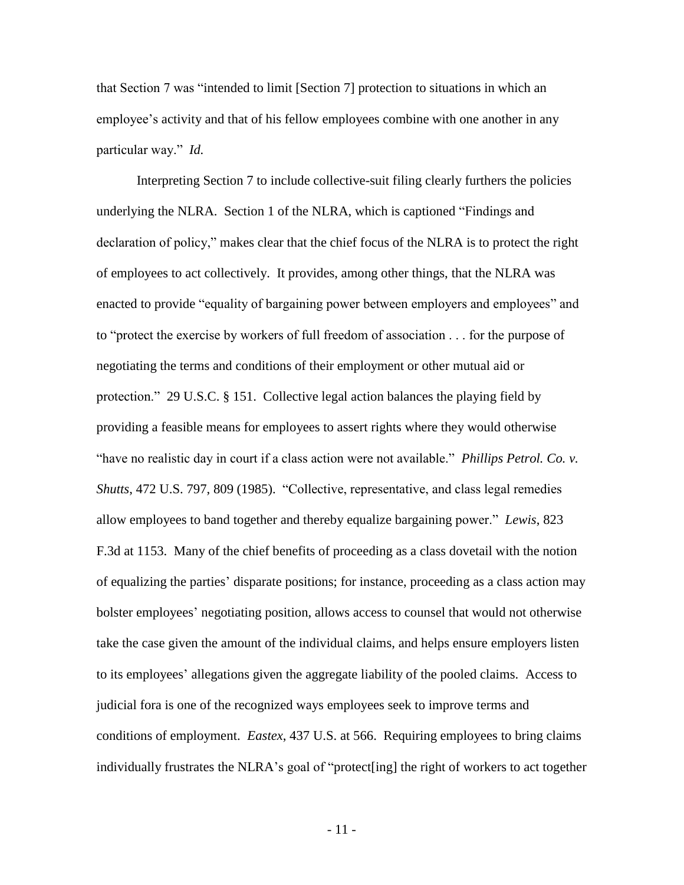that Section 7 was "intended to limit [Section 7] protection to situations in which an employee's activity and that of his fellow employees combine with one another in any particular way." *Id.*

Interpreting Section 7 to include collective-suit filing clearly furthers the policies underlying the NLRA. Section 1 of the NLRA, which is captioned "Findings and declaration of policy," makes clear that the chief focus of the NLRA is to protect the right of employees to act collectively. It provides, among other things, that the NLRA was enacted to provide "equality of bargaining power between employers and employees" and to "protect the exercise by workers of full freedom of association . . . for the purpose of negotiating the terms and conditions of their employment or other mutual aid or protection." 29 U.S.C. § 151. Collective legal action balances the playing field by providing a feasible means for employees to assert rights where they would otherwise "have no realistic day in court if a class action were not available." *Phillips Petrol. Co. v. Shutts*, 472 U.S. 797, 809 (1985). "Collective, representative, and class legal remedies allow employees to band together and thereby equalize bargaining power." *Lewis*, 823 F.3d at 1153. Many of the chief benefits of proceeding as a class dovetail with the notion of equalizing the parties' disparate positions; for instance, proceeding as a class action may bolster employees' negotiating position, allows access to counsel that would not otherwise take the case given the amount of the individual claims, and helps ensure employers listen to its employees' allegations given the aggregate liability of the pooled claims. Access to judicial fora is one of the recognized ways employees seek to improve terms and conditions of employment. *Eastex*, 437 U.S. at 566. Requiring employees to bring claims individually frustrates the NLRA's goal of "protect[ing] the right of workers to act together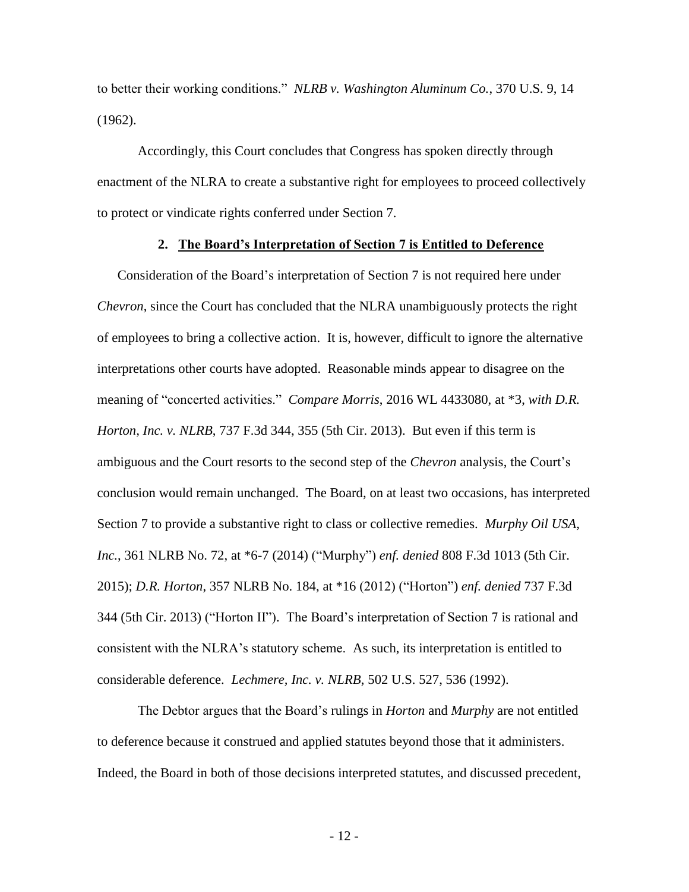to better their working conditions." *NLRB v. Washington Aluminum Co.*, 370 U.S. 9, 14 (1962).

Accordingly, this Court concludes that Congress has spoken directly through enactment of the NLRA to create a substantive right for employees to proceed collectively to protect or vindicate rights conferred under Section 7.

### 2. The Board's Interpretation of Section 7 is Entitled to Deference

Consideration of the Board's interpretation of Section 7 is not required here under *Chevron*, since the Court has concluded that the NLRA unambiguously protects the right of employees to bring a collective action. It is, however, difficult to ignore the alternative interpretations other courts have adopted. Reasonable minds appear to disagree on the meaning of "concerted activities." *Compare Morris*, 2016 WL 4433080, at *3, *with D.R. Horton, Inc. v. NLRB*, 737 F.3d 344, 355 (5th Cir. 2013). But even if this term is ambiguous and the Court resorts to the second step of the *Chevron* analysis, the Court's conclusion would remain unchanged. The Board, on at least two occasions, has interpreted Section 7 to provide a substantive right to class or collective remedies. *Murphy Oil USA, Inc.*, 361 NLRB No. 72, at *6-7 (2014) ("Murphy") *enf. denied* 808 F.3d 1013 (5th Cir. 2015); *D.R. Horton*, 357 NLRB No. 184, at *16 (2012) ("Horton") *enf. denied* 737 F.3d 344 (5th Cir. 2013) ("Horton II"). The Board's interpretation of Section 7 is rational and consistent with the NLRA's statutory scheme. As such, its interpretation is entitled to considerable deference. *Lechmere, Inc. v. NLRB*, 502 U.S. 527, 536 (1992).

The Debtor argues that the Board's rulings in *Horton* and *Murphy* are not entitled to deference because it construed and applied statutes beyond those that it administers. Indeed, the Board in both of those decisions interpreted statutes, and discussed precedent,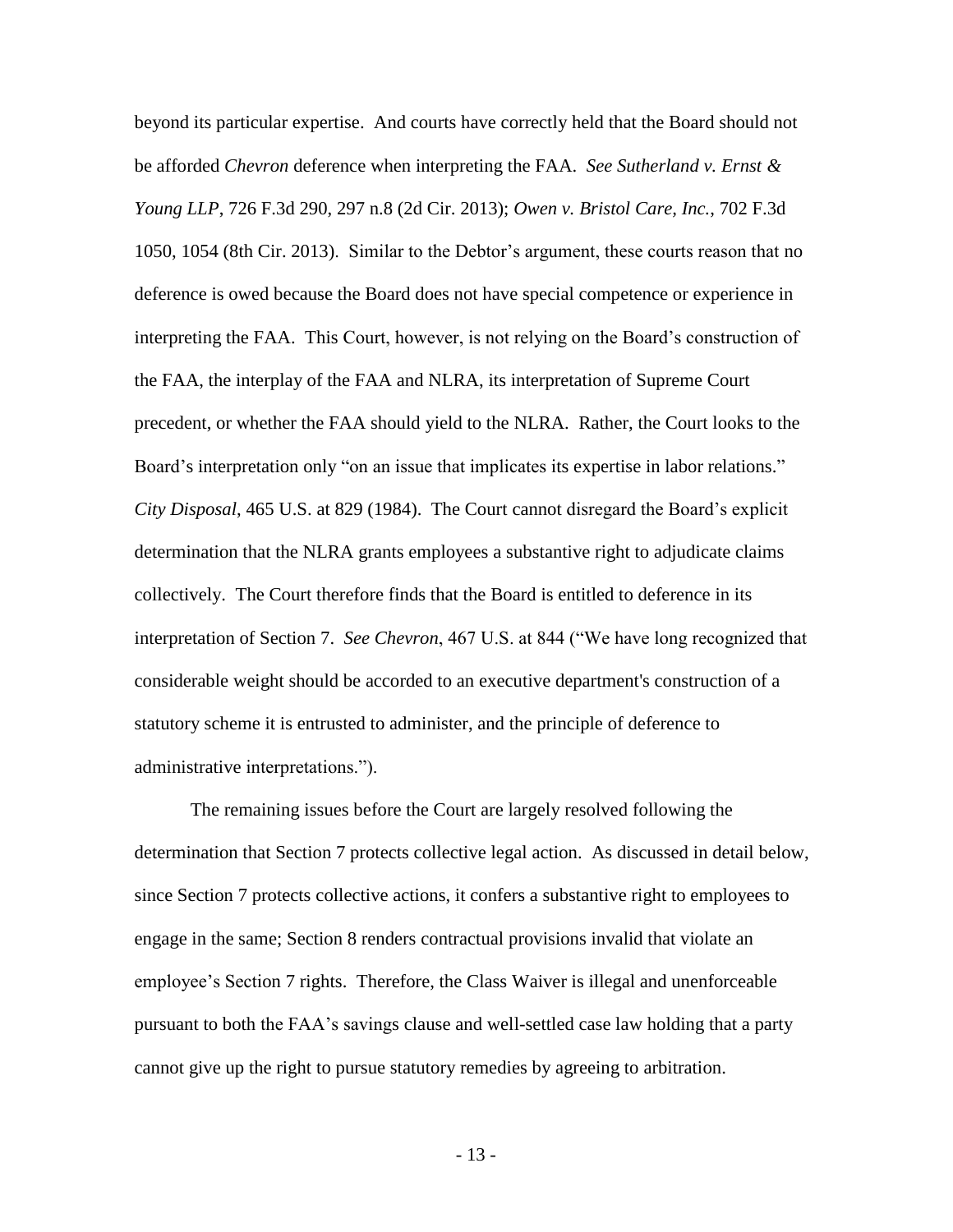beyond its particular expertise. And courts have correctly held that the Board should not be afforded *Chevron* deference when interpreting the FAA. *See Sutherland v. Ernst & Young LLP*, 726 F.3d 290, 297 n.8 (2d Cir. 2013); *Owen v. Bristol Care, Inc.*, 702 F.3d 1050, 1054 (8th Cir. 2013). Similar to the Debtor's argument, these courts reason that no deference is owed because the Board does not have special competence or experience in interpreting the FAA. This Court, however, is not relying on the Board's construction of the FAA, the interplay of the FAA and NLRA, its interpretation of Supreme Court precedent, or whether the FAA should yield to the NLRA. Rather, the Court looks to the Board's interpretation only "on an issue that implicates its expertise in labor relations." *City Disposal*, 465 U.S. at 829 (1984). The Court cannot disregard the Board's explicit determination that the NLRA grants employees a substantive right to adjudicate claims collectively. The Court therefore finds that the Board is entitled to deference in its interpretation of Section 7. *See Chevron*, 467 U.S. at 844 ("We have long recognized that considerable weight should be accorded to an executive department's construction of a statutory scheme it is entrusted to administer, and the principle of deference to administrative interpretations.").

The remaining issues before the Court are largely resolved following the determination that Section 7 protects collective legal action. As discussed in detail below, since Section 7 protects collective actions, it confers a substantive right to employees to engage in the same; Section 8 renders contractual provisions invalid that violate an employee's Section 7 rights. Therefore, the Class Waiver is illegal and unenforceable pursuant to both the FAA's savings clause and well-settled case law holding that a party cannot give up the right to pursue statutory remedies by agreeing to arbitration.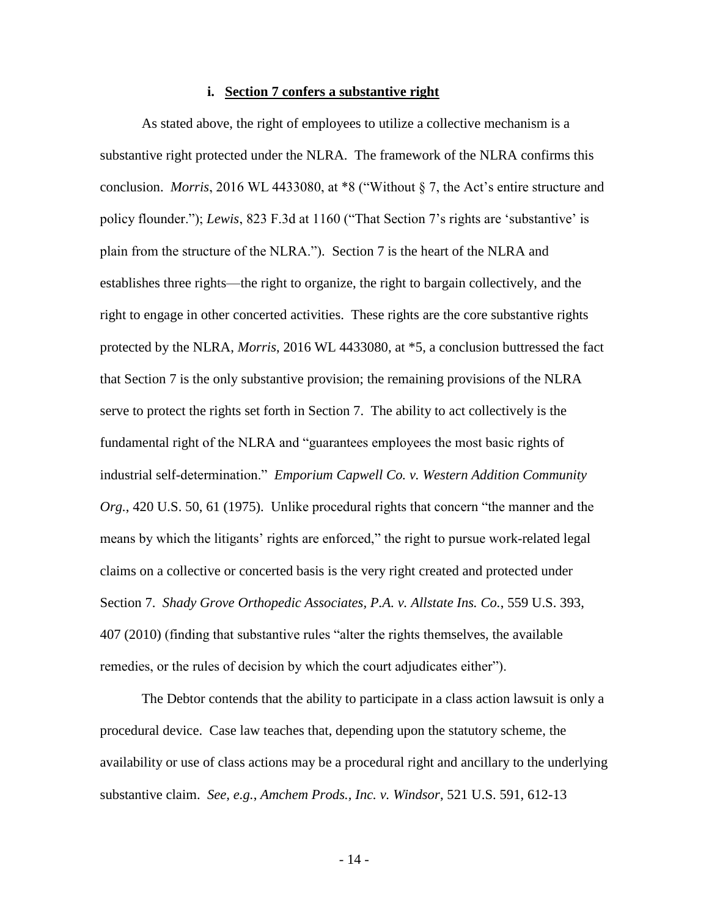### i. **Section 7 confers a substantive right**

As stated above, the right of employees to utilize a collective mechanism is a substantive right protected under the NLRA. The framework of the NLRA confirms this conclusion. *Morris*, 2016 WL 4433080, at *8 ("Without § 7, the Act's entire structure and policy flounder."); *Lewis*, 823 F.3d at 1160 ("That Section 7's rights are 'substantive' is plain from the structure of the NLRA."). Section 7 is the heart of the NLRA and establishes three rights—the right to organize, the right to bargain collectively, and the right to engage in other concerted activities. These rights are the core substantive rights protected by the NLRA, *Morris*, 2016 WL 4433080, at *5, a conclusion buttressed the fact that Section 7 is the only substantive provision; the remaining provisions of the NLRA serve to protect the rights set forth in Section 7. The ability to act collectively is the fundamental right of the NLRA and "guarantees employees the most basic rights of industrial self-determination." *Emporium Capwell Co. v. Western Addition Community Org.*, 420 U.S. 50, 61 (1975). Unlike procedural rights that concern "the manner and the means by which the litigants' rights are enforced," the right to pursue work-related legal claims on a collective or concerted basis is the very right created and protected under Section 7. *Shady Grove Orthopedic Associates, P.A. v. Allstate Ins. Co.*, 559 U.S. 393, 407 (2010) (finding that substantive rules "alter the rights themselves, the available remedies, or the rules of decision by which the court adjudicates either").

The Debtor contends that the ability to participate in a class action lawsuit is only a procedural device. Case law teaches that, depending upon the statutory scheme, the availability or use of class actions may be a procedural right and ancillary to the underlying substantive claim. *See, e.g.*, *Amchem Prods., Inc. v. Windsor*, 521 U.S. 591, 612-13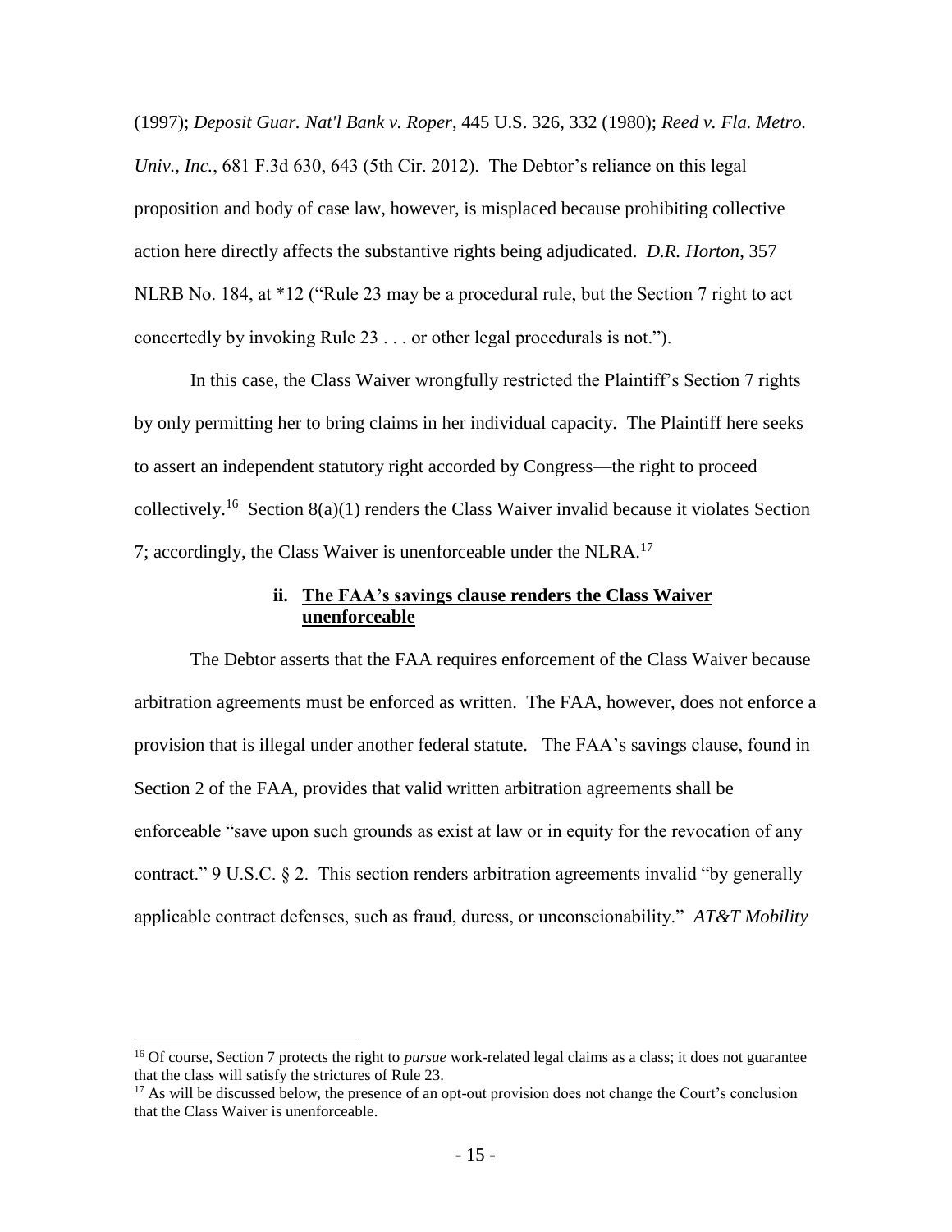(1997); *Deposit Guar. Nat'l Bank v. Roper*, 445 U.S. 326, 332 (1980); *Reed v. Fla. Metro. Univ., Inc.*, 681 F.3d 630, 643 (5th Cir. 2012). The Debtor's reliance on this legal proposition and body of case law, however, is misplaced because prohibiting collective action here directly affects the substantive rights being adjudicated. *D.R. Horton*, 357 NLRB No. 184, at *12 ("Rule 23 may be a procedural rule, but the Section 7 right to act concertedly by invoking Rule 23 . . . or other legal procedurals is not.").

In this case, the Class Waiver wrongfully restricted the Plaintiff's Section 7 rights by only permitting her to bring claims in her individual capacity. The Plaintiff here seeks to assert an independent statutory right accorded by Congress—the right to proceed collectively.[16] Section 8(a)(1) renders the Class Waiver invalid because it violates Section 7; accordingly, the Class Waiver is unenforceable under the NLRA.[17]

### ii. <u>The FAA's savings clause renders the Class Waiver unenforceable</u>

The Debtor asserts that the FAA requires enforcement of the Class Waiver because arbitration agreements must be enforced as written. The FAA, however, does not enforce a provision that is illegal under another federal statute. The FAA's savings clause, found in Section 2 of the FAA, provides that valid written arbitration agreements shall be enforceable "save upon such grounds as exist at law or in equity for the revocation of any contract." 9 U.S.C. § 2. This section renders arbitration agreements invalid "by generally applicable contract defenses, such as fraud, duress, or unconscionability." *AT&T Mobility*

---

[16] Of course, Section 7 protects the right to *pursue* work-related legal claims as a class; it does not guarantee that the class will satisfy the strictures of Rule 23.

[17] As will be discussed below, the presence of an opt-out provision does not change the Court's conclusion that the Class Waiver is unenforceable.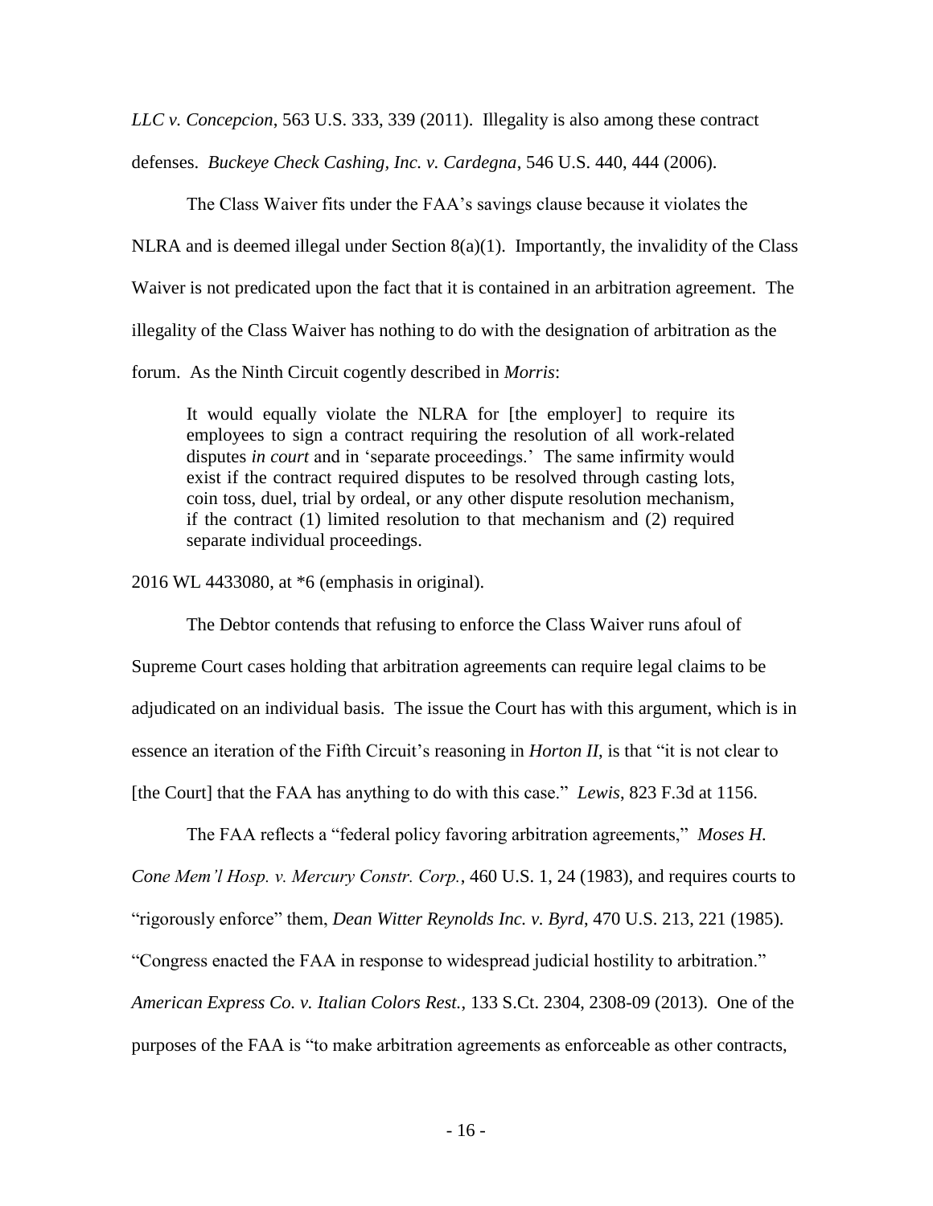*LLC v. Concepcion*, 563 U.S. 333, 339 (2011). Illegality is also among these contract defenses. *Buckeye Check Cashing, Inc. v. Cardegna*, 546 U.S. 440, 444 (2006).

The Class Waiver fits under the FAA's savings clause because it violates the NLRA and is deemed illegal under Section 8(a)(1). Importantly, the invalidity of the Class Waiver is not predicated upon the fact that it is contained in an arbitration agreement. The illegality of the Class Waiver has nothing to do with the designation of arbitration as the forum. As the Ninth Circuit cogently described in *Morris*:

> It would equally violate the NLRA for [the employer] to require its employees to sign a contract requiring the resolution of all work-related disputes *in court* and in 'separate proceedings.' The same infirmity would exist if the contract required disputes to be resolved through casting lots, coin toss, duel, trial by ordeal, or any other dispute resolution mechanism, if the contract (1) limited resolution to that mechanism and (2) required separate individual proceedings.

2016 WL 4433080, at *6 (emphasis in original).

The Debtor contends that refusing to enforce the Class Waiver runs afoul of Supreme Court cases holding that arbitration agreements can require legal claims to be adjudicated on an individual basis. The issue the Court has with this argument, which is in essence an iteration of the Fifth Circuit's reasoning in *Horton II*, is that "it is not clear to [the Court] that the FAA has anything to do with this case." *Lewis*, 823 F.3d at 1156.

The FAA reflects a "federal policy favoring arbitration agreements," *Moses H. Cone Mem'l Hosp. v. Mercury Constr. Corp.*, 460 U.S. 1, 24 (1983), and requires courts to "rigorously enforce" them, *Dean Witter Reynolds Inc. v. Byrd*, 470 U.S. 213, 221 (1985). "Congress enacted the FAA in response to widespread judicial hostility to arbitration." *American Express Co. v. Italian Colors Rest.*, 133 S.Ct. 2304, 2308-09 (2013). One of the purposes of the FAA is "to make arbitration agreements as enforceable as other contracts,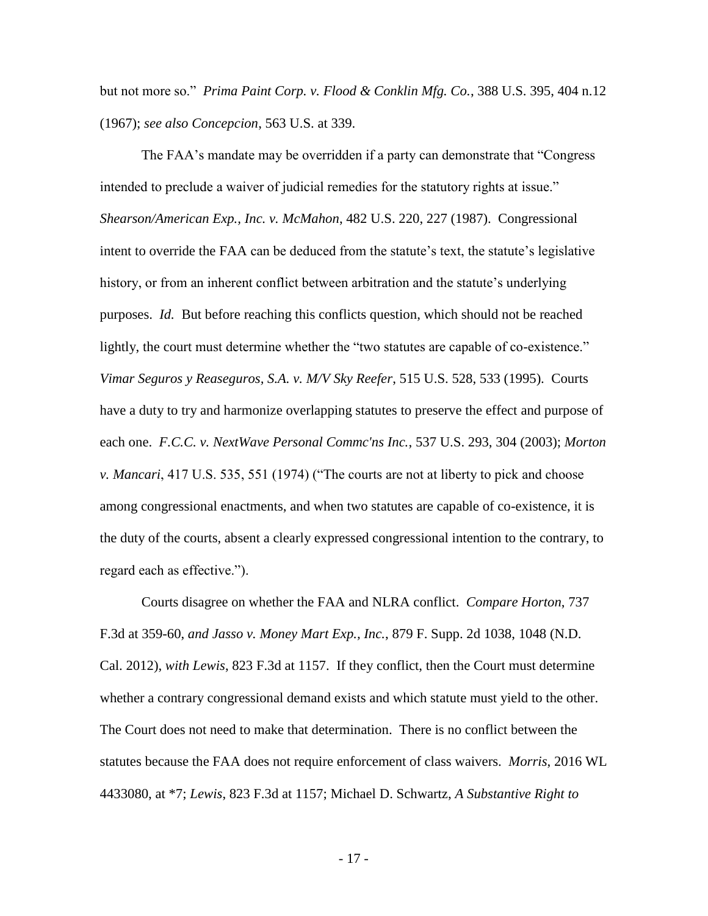but not more so." *Prima Paint Corp. v. Flood & Conklin Mfg. Co.*, 388 U.S. 395, 404 n.12 (1967); *see also Concepcion*, 563 U.S. at 339.

The FAA's mandate may be overridden if a party can demonstrate that "Congress intended to preclude a waiver of judicial remedies for the statutory rights at issue." *Shearson/American Exp., Inc. v. McMahon*, 482 U.S. 220, 227 (1987). Congressional intent to override the FAA can be deduced from the statute's text, the statute's legislative history, or from an inherent conflict between arbitration and the statute's underlying purposes. *Id.* But before reaching this conflicts question, which should not be reached lightly, the court must determine whether the "two statutes are capable of co-existence." *Vimar Seguros y Reaseguros, S.A. v. M/V Sky Reefer*, 515 U.S. 528, 533 (1995). Courts have a duty to try and harmonize overlapping statutes to preserve the effect and purpose of each one. *F.C.C. v. NextWave Personal Commc'ns Inc.*, 537 U.S. 293, 304 (2003); *Morton v. Mancari*, 417 U.S. 535, 551 (1974) ("The courts are not at liberty to pick and choose among congressional enactments, and when two statutes are capable of co-existence, it is the duty of the courts, absent a clearly expressed congressional intention to the contrary, to regard each as effective.").

Courts disagree on whether the FAA and NLRA conflict. *Compare Horton*, 737 F.3d at 359-60, *and Jasso v. Money Mart Exp., Inc.*, 879 F. Supp. 2d 1038, 1048 (N.D. Cal. 2012), *with Lewis*, 823 F.3d at 1157. If they conflict, then the Court must determine whether a contrary congressional demand exists and which statute must yield to the other. The Court does not need to make that determination. There is no conflict between the statutes because the FAA does not require enforcement of class waivers. *Morris*, 2016 WL 4433080, at *7; *Lewis*, 823 F.3d at 1157; Michael D. Schwartz, *A Substantive Right to*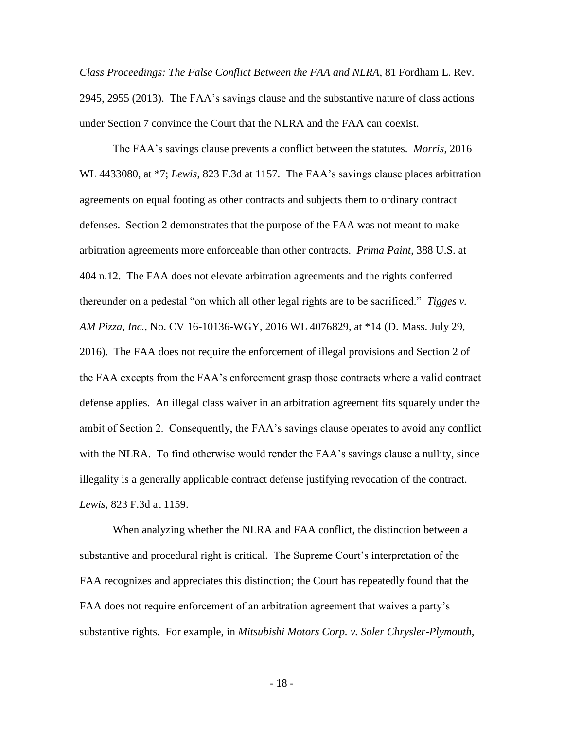*Class Proceedings: The False Conflict Between the FAA and NLRA*, 81 Fordham L. Rev. 2945, 2955 (2013). The FAA's savings clause and the substantive nature of class actions under Section 7 convince the Court that the NLRA and the FAA can coexist.

The FAA's savings clause prevents a conflict between the statutes. *Morris*, 2016 WL 4433080, at *7; *Lewis*, 823 F.3d at 1157. The FAA's savings clause places arbitration agreements on equal footing as other contracts and subjects them to ordinary contract defenses. Section 2 demonstrates that the purpose of the FAA was not meant to make arbitration agreements more enforceable than other contracts. *Prima Paint*, 388 U.S. at 404 n.12. The FAA does not elevate arbitration agreements and the rights conferred thereunder on a pedestal "on which all other legal rights are to be sacrificed." *Tigges v. AM Pizza, Inc.*, No. CV 16-10136-WGY, 2016 WL 4076829, at *14 (D. Mass. July 29, 2016). The FAA does not require the enforcement of illegal provisions and Section 2 of the FAA excepts from the FAA's enforcement grasp those contracts where a valid contract defense applies. An illegal class waiver in an arbitration agreement fits squarely under the ambit of Section 2. Consequently, the FAA's savings clause operates to avoid any conflict with the NLRA. To find otherwise would render the FAA's savings clause a nullity, since illegality is a generally applicable contract defense justifying revocation of the contract. *Lewis*, 823 F.3d at 1159.

When analyzing whether the NLRA and FAA conflict, the distinction between a substantive and procedural right is critical. The Supreme Court's interpretation of the FAA recognizes and appreciates this distinction; the Court has repeatedly found that the FAA does not require enforcement of an arbitration agreement that waives a party's substantive rights. For example, in *Mitsubishi Motors Corp. v. Soler Chrysler-Plymouth,*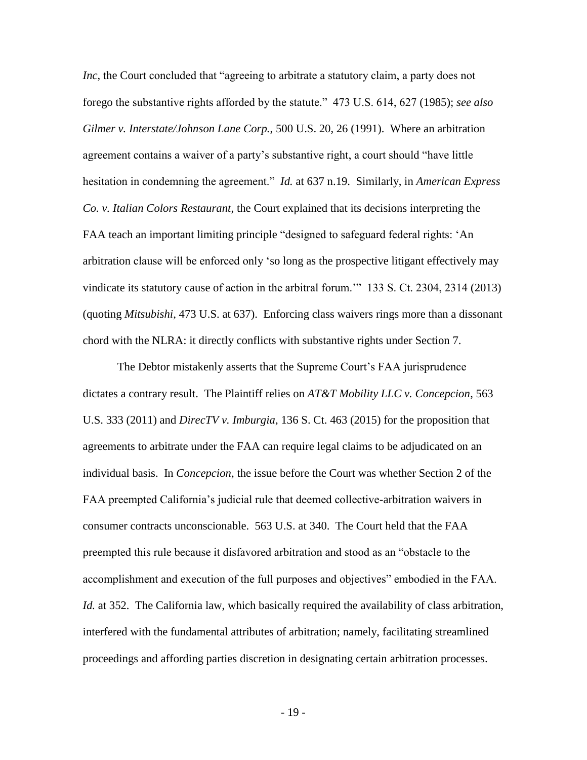*Inc*, the Court concluded that "agreeing to arbitrate a statutory claim, a party does not forego the substantive rights afforded by the statute." 473 U.S. 614, 627 (1985); *see also Gilmer v. Interstate/Johnson Lane Corp.*, 500 U.S. 20, 26 (1991). Where an arbitration agreement contains a waiver of a party's substantive right, a court should "have little hesitation in condemning the agreement." *Id.* at 637 n.19. Similarly, in *American Express Co. v. Italian Colors Restaurant*, the Court explained that its decisions interpreting the FAA teach an important limiting principle "designed to safeguard federal rights: 'An arbitration clause will be enforced only 'so long as the prospective litigant effectively may vindicate its statutory cause of action in the arbitral forum.'" 133 S. Ct. 2304, 2314 (2013) (quoting *Mitsubishi*, 473 U.S. at 637). Enforcing class waivers rings more than a dissonant chord with the NLRA: it directly conflicts with substantive rights under Section 7.

The Debtor mistakenly asserts that the Supreme Court's FAA jurisprudence dictates a contrary result. The Plaintiff relies on *AT&T Mobility LLC v. Concepcion*, 563 U.S. 333 (2011) and *DirecTV v. Imburgia*, 136 S. Ct. 463 (2015) for the proposition that agreements to arbitrate under the FAA can require legal claims to be adjudicated on an individual basis. In *Concepcion*, the issue before the Court was whether Section 2 of the FAA preempted California's judicial rule that deemed collective-arbitration waivers in consumer contracts unconscionable. 563 U.S. at 340. The Court held that the FAA preempted this rule because it disfavored arbitration and stood as an "obstacle to the accomplishment and execution of the full purposes and objectives" embodied in the FAA. *Id.* at 352. The California law, which basically required the availability of class arbitration, interfered with the fundamental attributes of arbitration; namely, facilitating streamlined proceedings and affording parties discretion in designating certain arbitration processes.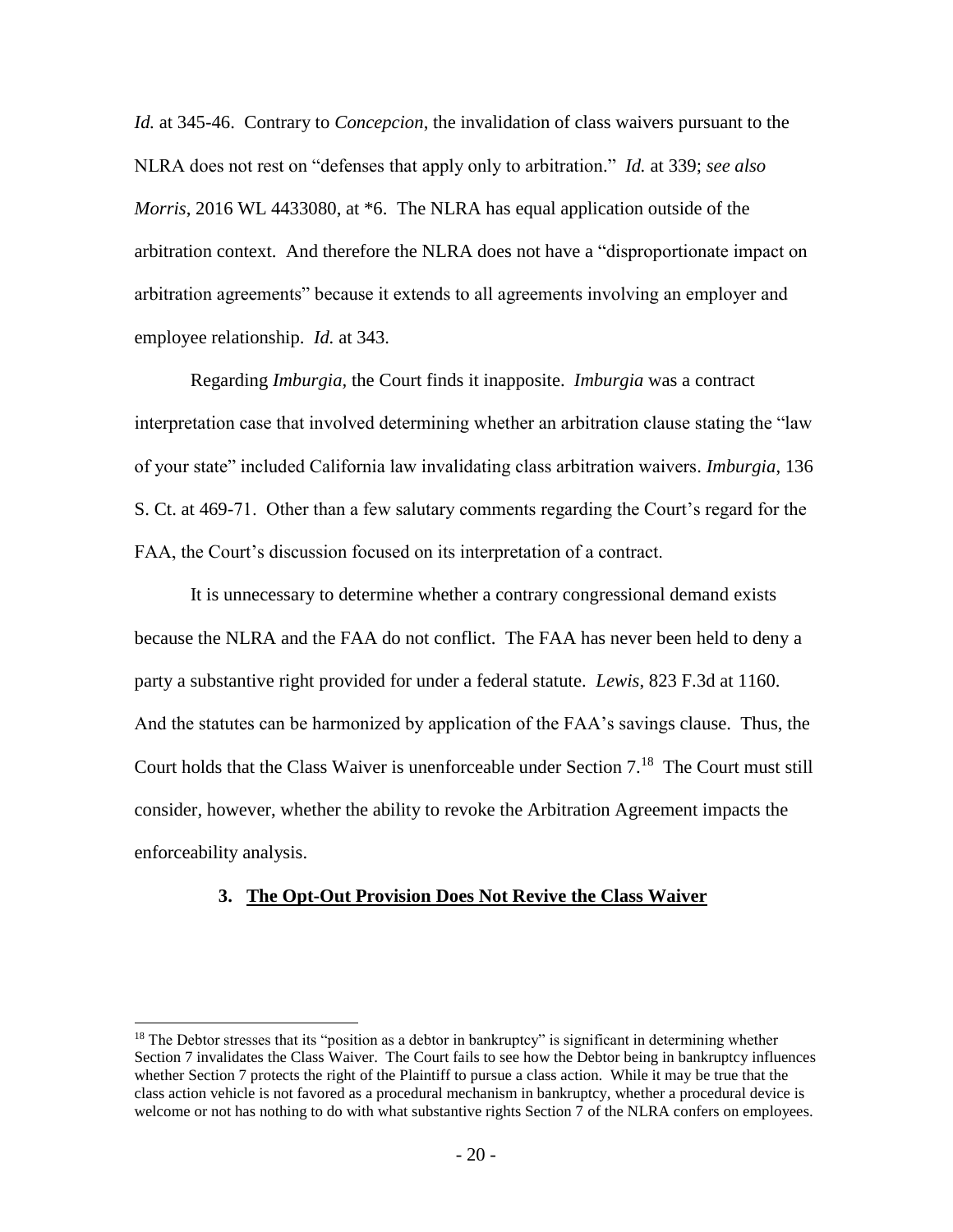*Id.* at 345-46. Contrary to *Concepcion*, the invalidation of class waivers pursuant to the NLRA does not rest on "defenses that apply only to arbitration." *Id.* at 339; *see also Morris*, 2016 WL 4433080, at *6. The NLRA has equal application outside of the arbitration context. And therefore the NLRA does not have a "disproportionate impact on arbitration agreements" because it extends to all agreements involving an employer and employee relationship. *Id.* at 343.

Regarding *Imburgia*, the Court finds it inapposite. *Imburgia* was a contract interpretation case that involved determining whether an arbitration clause stating the "law of your state" included California law invalidating class arbitration waivers. *Imburgia*, 136 S. Ct. at 469-71. Other than a few salutary comments regarding the Court's regard for the FAA, the Court's discussion focused on its interpretation of a contract.

It is unnecessary to determine whether a contrary congressional demand exists because the NLRA and the FAA do not conflict. The FAA has never been held to deny a party a substantive right provided for under a federal statute. *Lewis*, 823 F.3d at 1160. And the statutes can be harmonized by application of the FAA's savings clause. Thus, the Court holds that the Class Waiver is unenforceable under Section 7.[18] The Court must still consider, however, whether the ability to revoke the Arbitration Agreement impacts the enforceability analysis.

### 3. <u>The Opt-Out Provision Does Not Revive the Class Waiver</u>

[18] The Debtor stresses that its "position as a debtor in bankruptcy" is significant in determining whether Section 7 invalidates the Class Waiver. The Court fails to see how the Debtor being in bankruptcy influences whether Section 7 protects the right of the Plaintiff to pursue a class action. While it may be true that the class action vehicle is not favored as a procedural mechanism in bankruptcy, whether a procedural device is welcome or not has nothing to do with what substantive rights Section 7 of the NLRA confers on employees.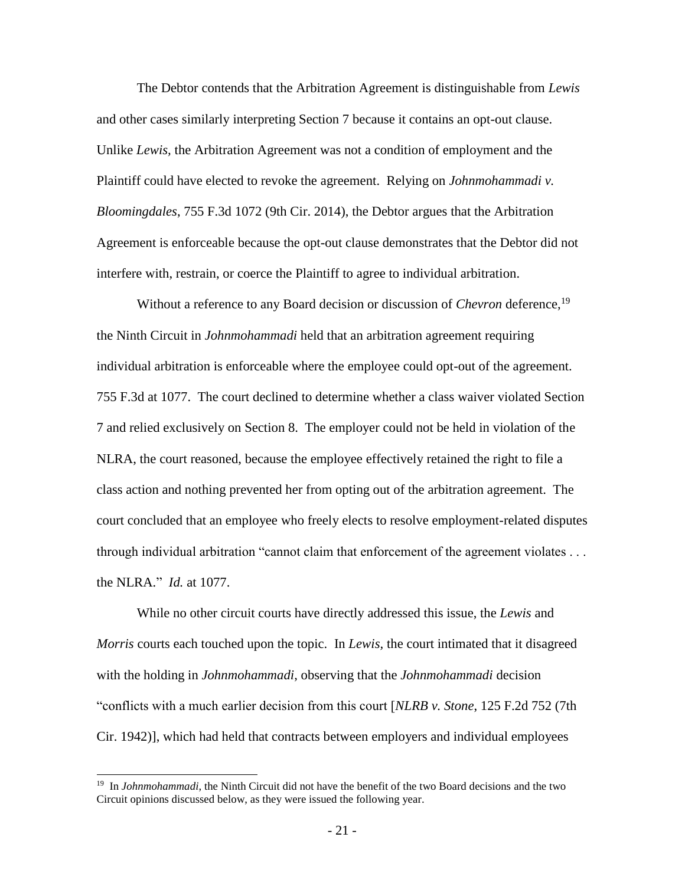The Debtor contends that the Arbitration Agreement is distinguishable from *Lewis* and other cases similarly interpreting Section 7 because it contains an opt-out clause. Unlike *Lewis,* the Arbitration Agreement was not a condition of employment and the Plaintiff could have elected to revoke the agreement. Relying on *Johnmohammadi v. Bloomingdales*, 755 F.3d 1072 (9th Cir. 2014), the Debtor argues that the Arbitration Agreement is enforceable because the opt-out clause demonstrates that the Debtor did not interfere with, restrain, or coerce the Plaintiff to agree to individual arbitration.

Without a reference to any Board decision or discussion of *Chevron* deference,[19] the Ninth Circuit in *Johnmohammadi* held that an arbitration agreement requiring individual arbitration is enforceable where the employee could opt-out of the agreement. 755 F.3d at 1077. The court declined to determine whether a class waiver violated Section 7 and relied exclusively on Section 8. The employer could not be held in violation of the NLRA, the court reasoned, because the employee effectively retained the right to file a class action and nothing prevented her from opting out of the arbitration agreement. The court concluded that an employee who freely elects to resolve employment-related disputes through individual arbitration "cannot claim that enforcement of the agreement violates . . . the NLRA." *Id.* at 1077.

While no other circuit courts have directly addressed this issue, the *Lewis* and *Morris* courts each touched upon the topic. In *Lewis,* the court intimated that it disagreed with the holding in *Johnmohammadi*, observing that the *Johnmohammadi* decision "conflicts with a much earlier decision from this court [*NLRB v. Stone*, 125 F.2d 752 (7th Cir. 1942)], which had held that contracts between employers and individual employees

---

[19] In *Johnmohammadi,* the Ninth Circuit did not have the benefit of the two Board decisions and the two Circuit opinions discussed below, as they were issued the following year.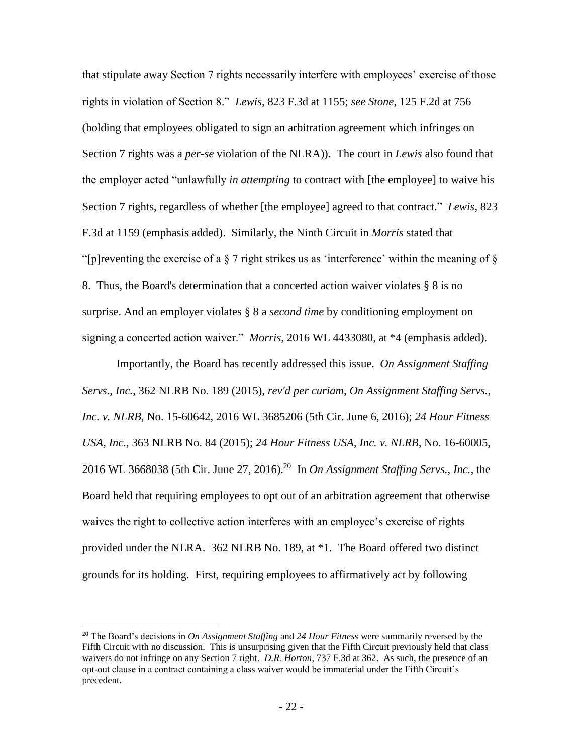that stipulate away Section 7 rights necessarily interfere with employees' exercise of those rights in violation of Section 8." *Lewis*, 823 F.3d at 1155; *see Stone*, 125 F.2d at 756 (holding that employees obligated to sign an arbitration agreement which infringes on Section 7 rights was a *per-se* violation of the NLRA)). The court in *Lewis* also found that the employer acted "unlawfully *in attempting* to contract with [the employee] to waive his Section 7 rights, regardless of whether [the employee] agreed to that contract." *Lewis*, 823 F.3d at 1159 (emphasis added). Similarly, the Ninth Circuit in *Morris* stated that "[p]reventing the exercise of a § 7 right strikes us as 'interference' within the meaning of § 8. Thus, the Board's determination that a concerted action waiver violates § 8 is no surprise. And an employer violates § 8 a *second time* by conditioning employment on signing a concerted action waiver." *Morris*, 2016 WL 4433080, at *4 (emphasis added).

Importantly, the Board has recently addressed this issue. *On Assignment Staffing Servs., Inc.*, 362 NLRB No. 189 (2015), *rev'd per curiam*, *On Assignment Staffing Servs., Inc. v. NLRB*, No. 15-60642, 2016 WL 3685206 (5th Cir. June 6, 2016); *24 Hour Fitness USA, Inc.*, 363 NLRB No. 84 (2015); *24 Hour Fitness USA, Inc. v. NLRB*, No. 16-60005, 2016 WL 3668038 (5th Cir. June 27, 2016).[20] In *On Assignment Staffing Servs., Inc.*, the Board held that requiring employees to opt out of an arbitration agreement that otherwise waives the right to collective action interferes with an employee's exercise of rights provided under the NLRA. 362 NLRB No. 189, at *1. The Board offered two distinct grounds for its holding. First, requiring employees to affirmatively act by following

[20] The Board's decisions in *On Assignment Staffing* and *24 Hour Fitness* were summarily reversed by the Fifth Circuit with no discussion. This is unsurprising given that the Fifth Circuit previously held that class waivers do not infringe on any Section 7 right. *D.R. Horton*, 737 F.3d at 362. As such, the presence of an opt-out clause in a contract containing a class waiver would be immaterial under the Fifth Circuit's precedent.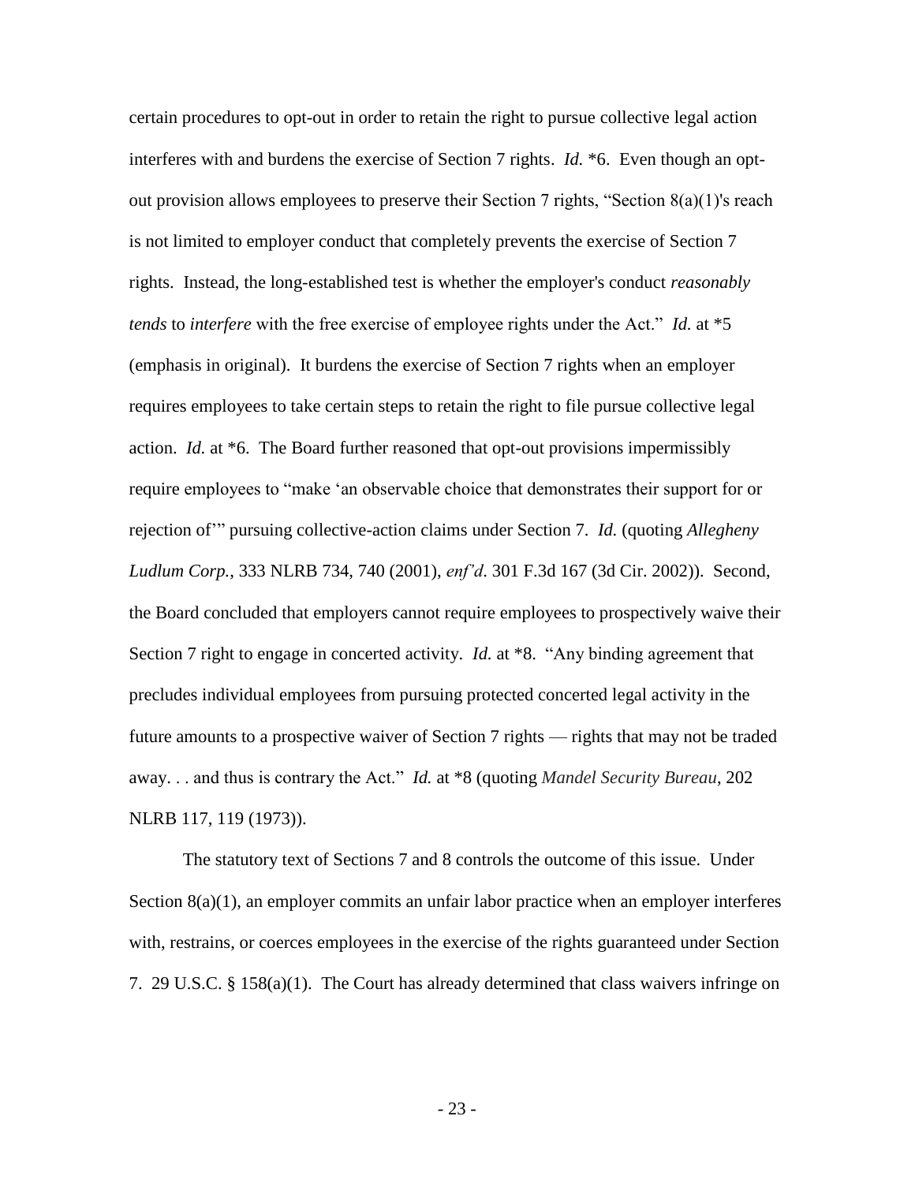certain procedures to opt-out in order to retain the right to pursue collective legal action interferes with and burdens the exercise of Section 7 rights. *Id.* *6. Even though an opt-out provision allows employees to preserve their Section 7 rights, "Section 8(a)(1)'s reach is not limited to employer conduct that completely prevents the exercise of Section 7 rights. Instead, the long-established test is whether the employer's conduct *reasonably tends* to *interfere* with the free exercise of employee rights under the Act." *Id.* at *5 (emphasis in original). It burdens the exercise of Section 7 rights when an employer requires employees to take certain steps to retain the right to file pursue collective legal action. *Id.* at *6. The Board further reasoned that opt-out provisions impermissibly require employees to "make 'an observable choice that demonstrates their support for or rejection of'" pursuing collective-action claims under Section 7. *Id.* (quoting *Allegheny Ludlum Corp.*, 333 NLRB 734, 740 (2001), *enf'd*. 301 F.3d 167 (3d Cir. 2002)). Second, the Board concluded that employers cannot require employees to prospectively waive their Section 7 right to engage in concerted activity. *Id.* at *8. "Any binding agreement that precludes individual employees from pursuing protected concerted legal activity in the future amounts to a prospective waiver of Section 7 rights — rights that may not be traded away. . . and thus is contrary the Act." *Id.* at *8 (quoting *Mandel Security Bureau*, 202 NLRB 117, 119 (1973)).

The statutory text of Sections 7 and 8 controls the outcome of this issue. Under Section 8(a)(1), an employer commits an unfair labor practice when an employer interferes with, restrains, or coerces employees in the exercise of the rights guaranteed under Section 7. 29 U.S.C. § 158(a)(1). The Court has already determined that class waivers infringe on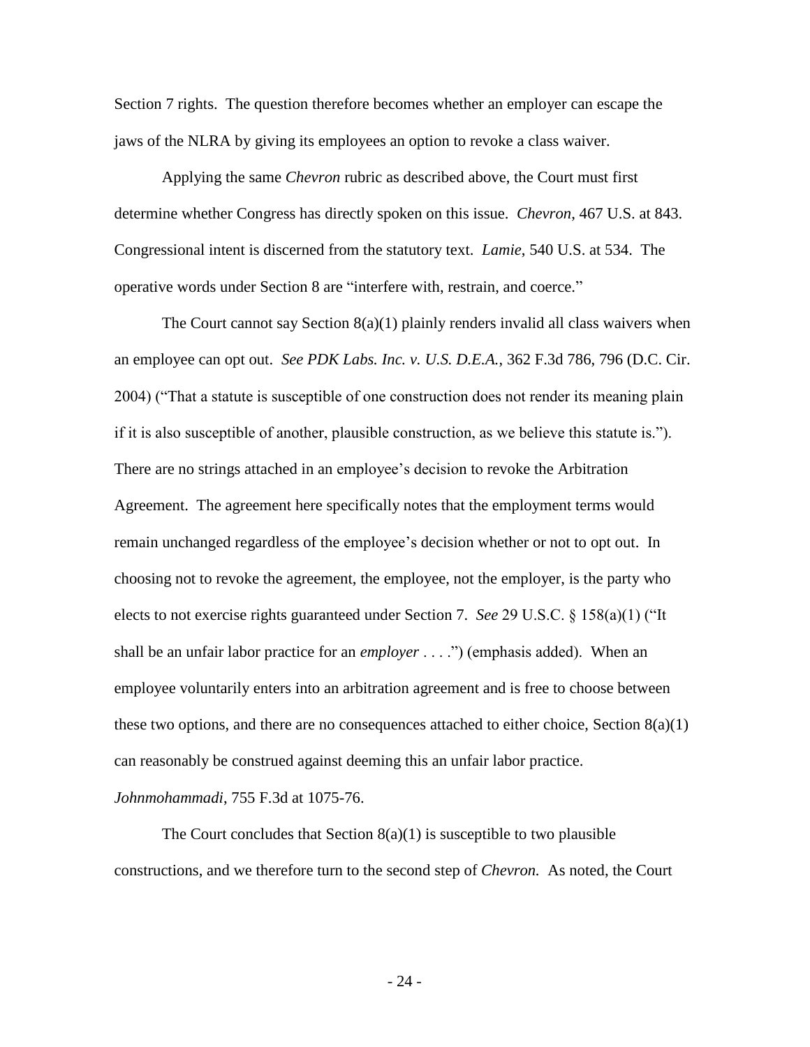Section 7 rights. The question therefore becomes whether an employer can escape the jaws of the NLRA by giving its employees an option to revoke a class waiver.

Applying the same *Chevron* rubric as described above, the Court must first determine whether Congress has directly spoken on this issue. *Chevron*, 467 U.S. at 843. Congressional intent is discerned from the statutory text. *Lamie*, 540 U.S. at 534. The operative words under Section 8 are "interfere with, restrain, and coerce."

The Court cannot say Section 8(a)(1) plainly renders invalid all class waivers when an employee can opt out. *See PDK Labs. Inc. v. U.S. D.E.A.*, 362 F.3d 786, 796 (D.C. Cir. 2004) ("That a statute is susceptible of one construction does not render its meaning plain if it is also susceptible of another, plausible construction, as we believe this statute is."). There are no strings attached in an employee's decision to revoke the Arbitration Agreement. The agreement here specifically notes that the employment terms would remain unchanged regardless of the employee's decision whether or not to opt out. In choosing not to revoke the agreement, the employee, not the employer, is the party who elects to not exercise rights guaranteed under Section 7. *See* 29 U.S.C. § 158(a)(1) ("It shall be an unfair labor practice for an *employer* . . . .") (emphasis added). When an employee voluntarily enters into an arbitration agreement and is free to choose between these two options, and there are no consequences attached to either choice, Section 8(a)(1) can reasonably be construed against deeming this an unfair labor practice. *Johnmohammadi*, 755 F.3d at 1075-76.

The Court concludes that Section 8(a)(1) is susceptible to two plausible constructions, and we therefore turn to the second step of *Chevron.* As noted, the Court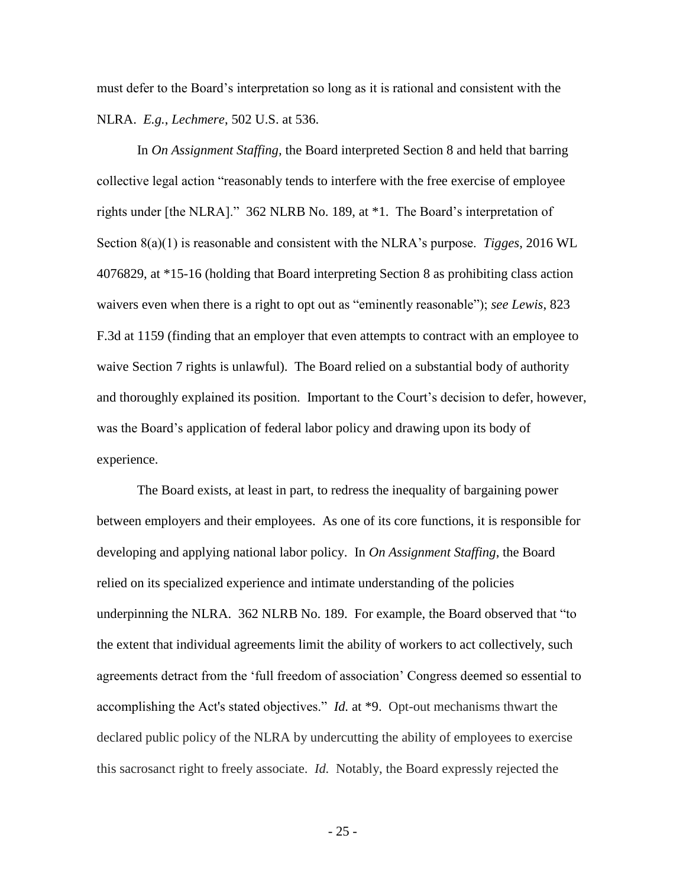must defer to the Board's interpretation so long as it is rational and consistent with the NLRA. *E.g.*, *Lechmere*, 502 U.S. at 536.

In *On Assignment Staffing*, the Board interpreted Section 8 and held that barring collective legal action "reasonably tends to interfere with the free exercise of employee rights under [the NLRA]." 362 NLRB No. 189, at *1. The Board's interpretation of Section 8(a)(1) is reasonable and consistent with the NLRA's purpose. *Tigges*, 2016 WL 4076829, at *15-16 (holding that Board interpreting Section 8 as prohibiting class action waivers even when there is a right to opt out as "eminently reasonable"); *see Lewis*, 823 F.3d at 1159 (finding that an employer that even attempts to contract with an employee to waive Section 7 rights is unlawful). The Board relied on a substantial body of authority and thoroughly explained its position. Important to the Court's decision to defer, however, was the Board's application of federal labor policy and drawing upon its body of experience.

The Board exists, at least in part, to redress the inequality of bargaining power between employers and their employees. As one of its core functions, it is responsible for developing and applying national labor policy. In *On Assignment Staffing*, the Board relied on its specialized experience and intimate understanding of the policies underpinning the NLRA. 362 NLRB No. 189. For example, the Board observed that "to the extent that individual agreements limit the ability of workers to act collectively, such agreements detract from the 'full freedom of association' Congress deemed so essential to accomplishing the Act's stated objectives." *Id.* at *9. Opt-out mechanisms thwart the declared public policy of the NLRA by undercutting the ability of employees to exercise this sacrosanct right to freely associate. *Id.* Notably, the Board expressly rejected the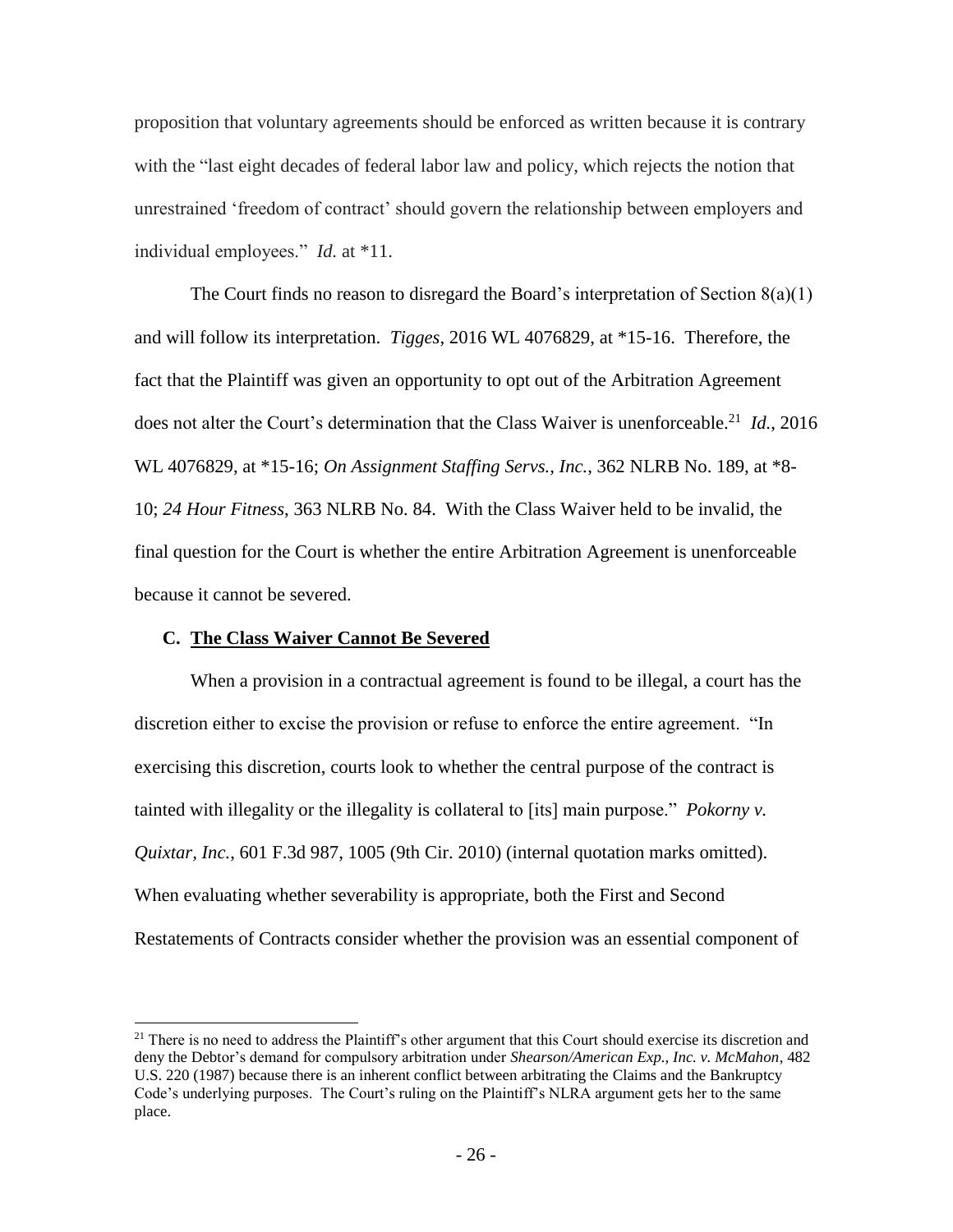proposition that voluntary agreements should be enforced as written because it is contrary with the "last eight decades of federal labor law and policy, which rejects the notion that unrestrained 'freedom of contract' should govern the relationship between employers and individual employees." *Id.* at *11.

The Court finds no reason to disregard the Board's interpretation of Section 8(a)(1) and will follow its interpretation. *Tigges*, 2016 WL 4076829, at *15-16. Therefore, the fact that the Plaintiff was given an opportunity to opt out of the Arbitration Agreement does not alter the Court's determination that the Class Waiver is unenforceable.[21] *Id.*, 2016 WL 4076829, at *15-16; *On Assignment Staffing Servs., Inc.*, 362 NLRB No. 189, at *8-10; *24 Hour Fitness*, 363 NLRB No. 84. With the Class Waiver held to be invalid, the final question for the Court is whether the entire Arbitration Agreement is unenforceable because it cannot be severed.

### C. <u>The Class Waiver Cannot Be Severed</u>

When a provision in a contractual agreement is found to be illegal, a court has the discretion either to excise the provision or refuse to enforce the entire agreement. "In exercising this discretion, courts look to whether the central purpose of the contract is tainted with illegality or the illegality is collateral to [its] main purpose." *Pokorny v. Quixtar, Inc.*, 601 F.3d 987, 1005 (9th Cir. 2010) (internal quotation marks omitted). When evaluating whether severability is appropriate, both the First and Second Restatements of Contracts consider whether the provision was an essential component of

---

[21] There is no need to address the Plaintiff's other argument that this Court should exercise its discretion and deny the Debtor's demand for compulsory arbitration under *Shearson/American Exp., Inc. v. McMahon*, 482 U.S. 220 (1987) because there is an inherent conflict between arbitrating the Claims and the Bankruptcy Code's underlying purposes. The Court's ruling on the Plaintiff's NLRA argument gets her to the same place.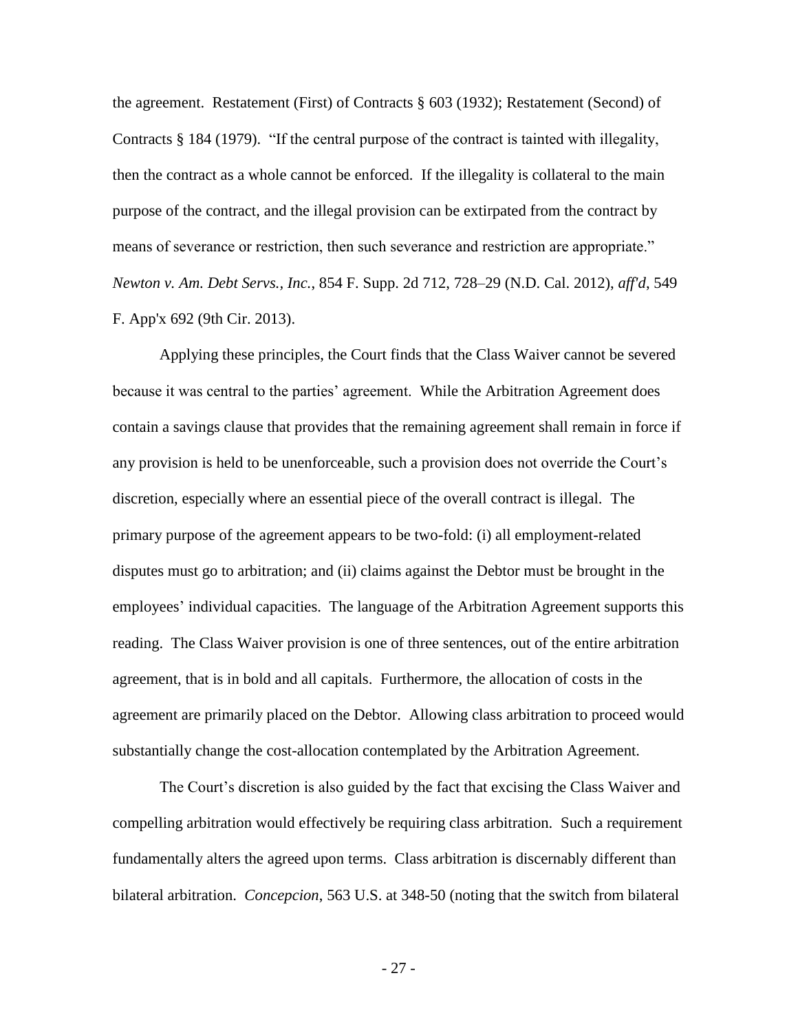the agreement. Restatement (First) of Contracts § 603 (1932); Restatement (Second) of Contracts § 184 (1979). "If the central purpose of the contract is tainted with illegality, then the contract as a whole cannot be enforced. If the illegality is collateral to the main purpose of the contract, and the illegal provision can be extirpated from the contract by means of severance or restriction, then such severance and restriction are appropriate." *Newton v. Am. Debt Servs., Inc.*, 854 F. Supp. 2d 712, 728–29 (N.D. Cal. 2012), *aff'd*, 549 F. App'x 692 (9th Cir. 2013).

Applying these principles, the Court finds that the Class Waiver cannot be severed because it was central to the parties' agreement. While the Arbitration Agreement does contain a savings clause that provides that the remaining agreement shall remain in force if any provision is held to be unenforceable, such a provision does not override the Court's discretion, especially where an essential piece of the overall contract is illegal. The primary purpose of the agreement appears to be two-fold: (i) all employment-related disputes must go to arbitration; and (ii) claims against the Debtor must be brought in the employees' individual capacities. The language of the Arbitration Agreement supports this reading. The Class Waiver provision is one of three sentences, out of the entire arbitration agreement, that is in bold and all capitals. Furthermore, the allocation of costs in the agreement are primarily placed on the Debtor. Allowing class arbitration to proceed would substantially change the cost-allocation contemplated by the Arbitration Agreement.

The Court's discretion is also guided by the fact that excising the Class Waiver and compelling arbitration would effectively be requiring class arbitration. Such a requirement fundamentally alters the agreed upon terms. Class arbitration is discernably different than bilateral arbitration. *Concepcion*, 563 U.S. at 348-50 (noting that the switch from bilateral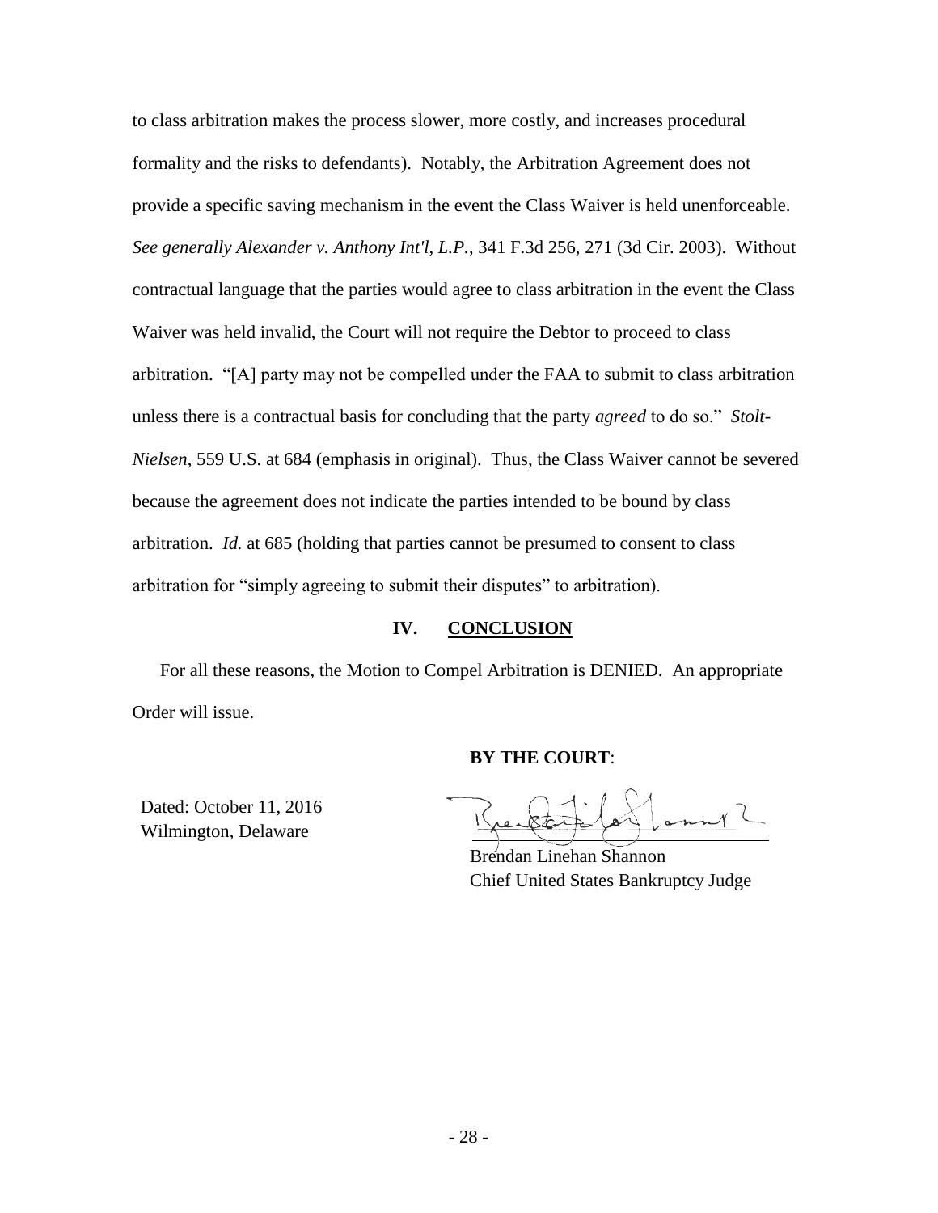to class arbitration makes the process slower, more costly, and increases procedural formality and the risks to defendants). Notably, the Arbitration Agreement does not provide a specific saving mechanism in the event the Class Waiver is held unenforceable. *See generally Alexander v. Anthony Int'l, L.P.*, 341 F.3d 256, 271 (3d Cir. 2003). Without contractual language that the parties would agree to class arbitration in the event the Class Waiver was held invalid, the Court will not require the Debtor to proceed to class arbitration. "[A] party may not be compelled under the FAA to submit to class arbitration unless there is a contractual basis for concluding that the party *agreed* to do so." *Stolt-Nielsen*, 559 U.S. at 684 (emphasis in original). Thus, the Class Waiver cannot be severed because the agreement does not indicate the parties intended to be bound by class arbitration. *Id.* at 685 (holding that parties cannot be presumed to consent to class arbitration for "simply agreeing to submit their disputes" to arbitration).

## IV. CONCLUSION

For all these reasons, the Motion to Compel Arbitration is DENIED. An appropriate Order will issue.

**BY THE COURT**:

Dated: October 11, 2016
Wilmington, Delaware

Brendan Linehan Shannon
Chief United States Bankruptcy Judge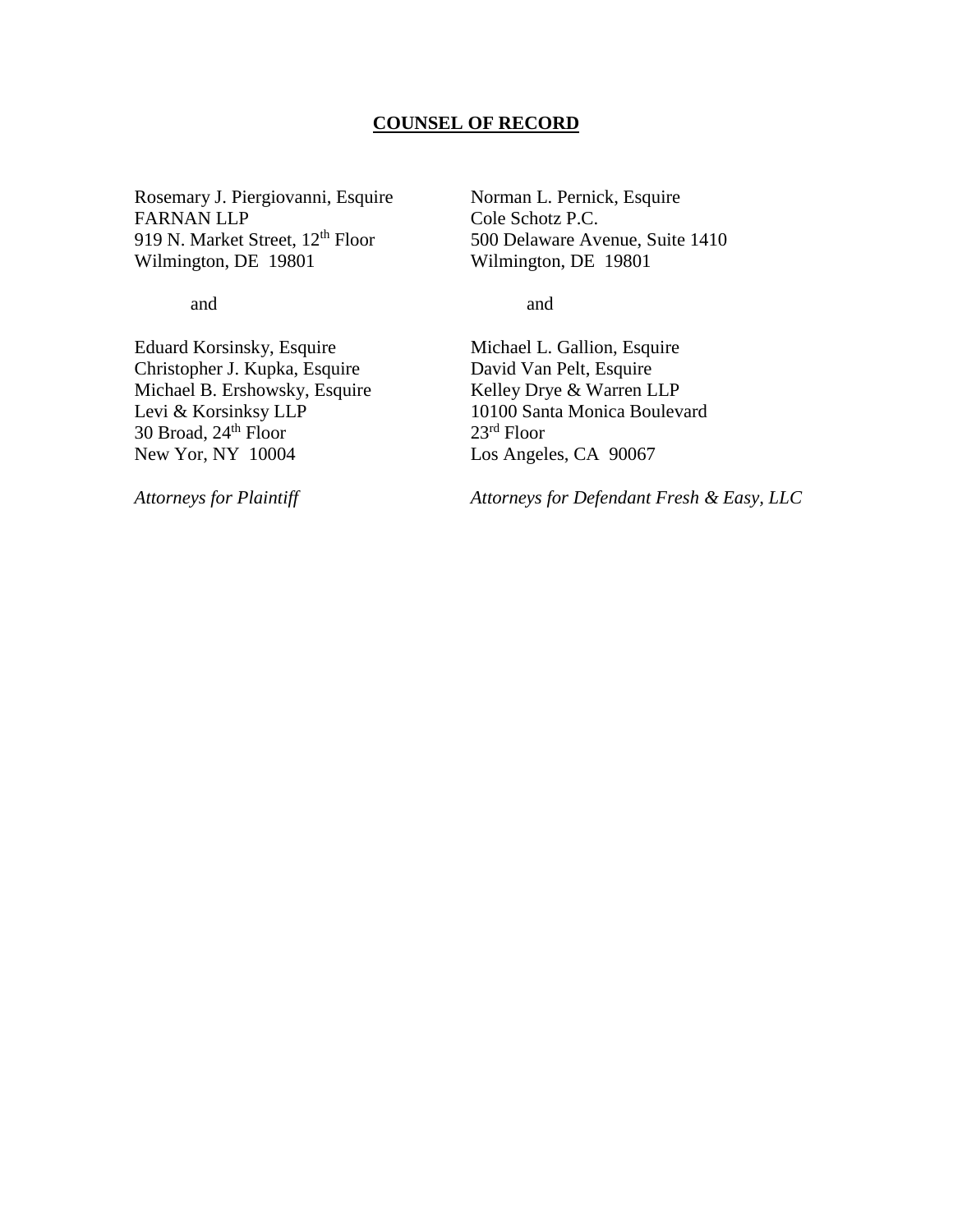**COUNSEL OF RECORD**

Rosemary J. Piergiovanni, Esquire
FARNAN LLP
919 N. Market Street, 12th Floor
Wilmington, DE 19801

and

Eduard Korsinsky, Esquire
Christopher J. Kupka, Esquire
Michael B. Ershowsky, Esquire
Levi & Korsinksy LLP
30 Broad, 24th Floor
New Yor, NY 10004

*Attorneys for Plaintiff*

Norman L. Pernick, Esquire
Cole Schotz P.C.
500 Delaware Avenue, Suite 1410
Wilmington, DE 19801

and

Michael L. Gallion, Esquire
David Van Pelt, Esquire
Kelley Drye & Warren LLP
10100 Santa Monica Boulevard
23rd Floor
Los Angeles, CA 90067

*Attorneys for Defendant Fresh & Easy, LLC*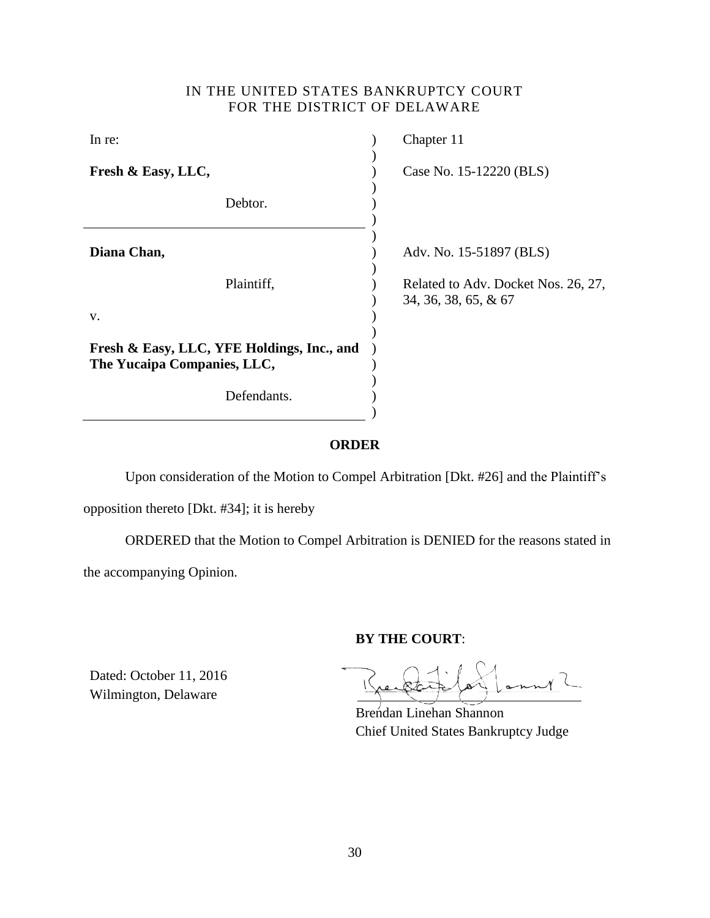IN THE UNITED STATES BANKRUPTCY COURT
FOR THE DISTRICT OF DELAWARE

| | | |
|---|---|---|
| In re: | ) | Chapter 11 |
| **Fresh & Easy, LLC,** | ) | Case No. 15-12220 (BLS) |
| Debtor. | ) | |
| **Diana Chan,** | ) | Adv. No. 15-51897 (BLS) |
| Plaintiff, | ) | Related to Adv. Docket Nos. 26, 27, 34, 36, 38, 65, & 67 |
| v. | ) | |
| **Fresh & Easy, LLC, YFE Holdings, Inc., and The Yucaipa Companies, LLC,** | ) | |
| Defendants. | ) | |

**ORDER**

Upon consideration of the Motion to Compel Arbitration [Dkt. #26] and the Plaintiff's opposition thereto [Dkt. #34]; it is hereby

ORDERED that the Motion to Compel Arbitration is DENIED for the reasons stated in the accompanying Opinion.

**BY THE COURT**:

Dated: October 11, 2016
Wilmington, Delaware

Brendan Linehan Shannon
Chief United States Bankruptcy Judge